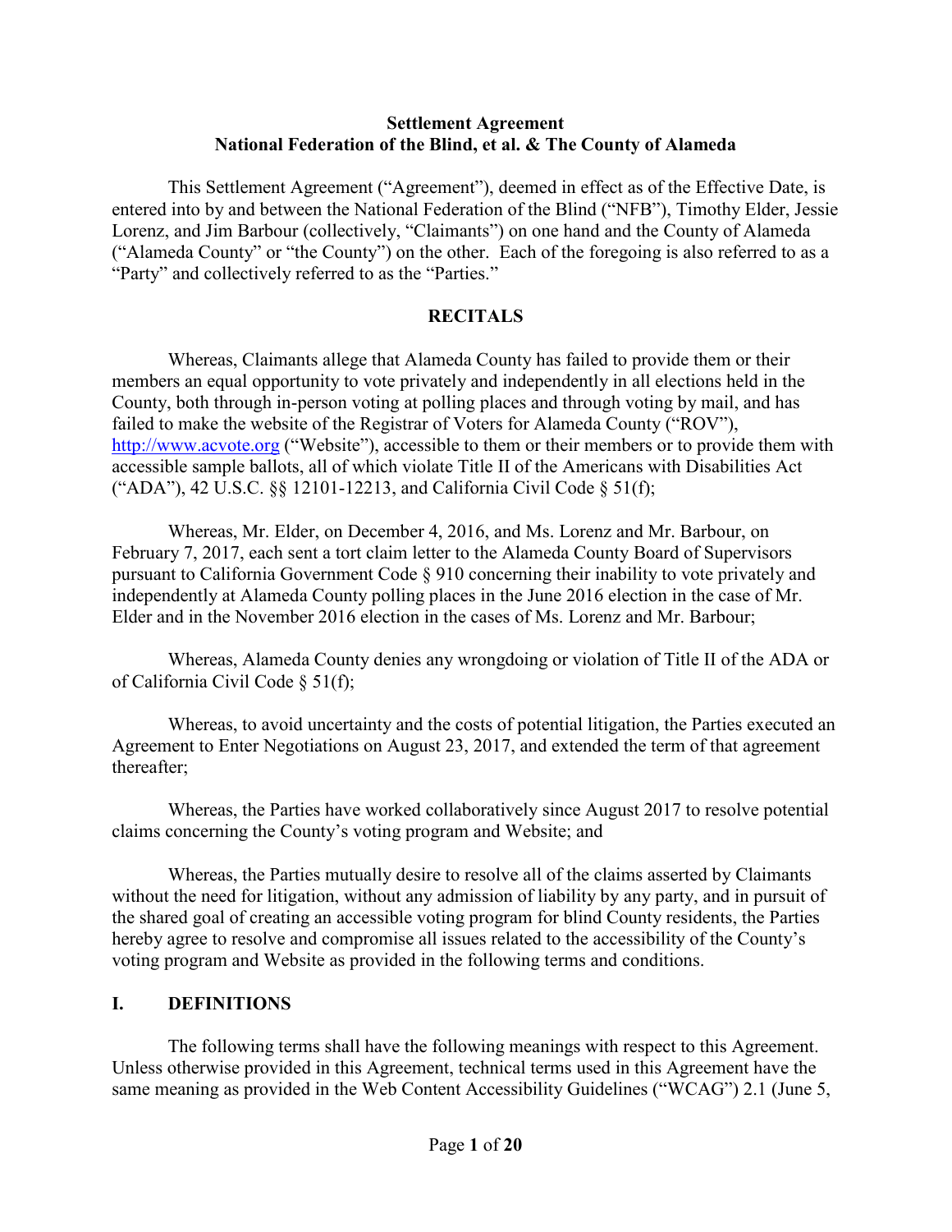**Settlement Agreement**
**National Federation of the Blind, et al. & The County of Alameda**

This Settlement Agreement ("Agreement"), deemed in effect as of the Effective Date, is entered into by and between the National Federation of the Blind ("NFB"), Timothy Elder, Jessie Lorenz, and Jim Barbour (collectively, "Claimants") on one hand and the County of Alameda ("Alameda County" or "the County") on the other. Each of the foregoing is also referred to as a "Party" and collectively referred to as the "Parties."

## RECITALS

Whereas, Claimants allege that Alameda County has failed to provide them or their members an equal opportunity to vote privately and independently in all elections held in the County, both through in-person voting at polling places and through voting by mail, and has failed to make the website of the Registrar of Voters for Alameda County ("ROV"), http://www.acvote.org ("Website"), accessible to them or their members or to provide them with accessible sample ballots, all of which violate Title II of the Americans with Disabilities Act ("ADA"), 42 U.S.C. §§ 12101-12213, and California Civil Code § 51(f);

Whereas, Mr. Elder, on December 4, 2016, and Ms. Lorenz and Mr. Barbour, on February 7, 2017, each sent a tort claim letter to the Alameda County Board of Supervisors pursuant to California Government Code § 910 concerning their inability to vote privately and independently at Alameda County polling places in the June 2016 election in the case of Mr. Elder and in the November 2016 election in the cases of Ms. Lorenz and Mr. Barbour;

Whereas, Alameda County denies any wrongdoing or violation of Title II of the ADA or of California Civil Code § 51(f);

Whereas, to avoid uncertainty and the costs of potential litigation, the Parties executed an Agreement to Enter Negotiations on August 23, 2017, and extended the term of that agreement thereafter;

Whereas, the Parties have worked collaboratively since August 2017 to resolve potential claims concerning the County's voting program and Website; and

Whereas, the Parties mutually desire to resolve all of the claims asserted by Claimants without the need for litigation, without any admission of liability by any party, and in pursuit of the shared goal of creating an accessible voting program for blind County residents, the Parties hereby agree to resolve and compromise all issues related to the accessibility of the County's voting program and Website as provided in the following terms and conditions.

## I. DEFINITIONS

The following terms shall have the following meanings with respect to this Agreement. Unless otherwise provided in this Agreement, technical terms used in this Agreement have the same meaning as provided in the Web Content Accessibility Guidelines ("WCAG") 2.1 (June 5,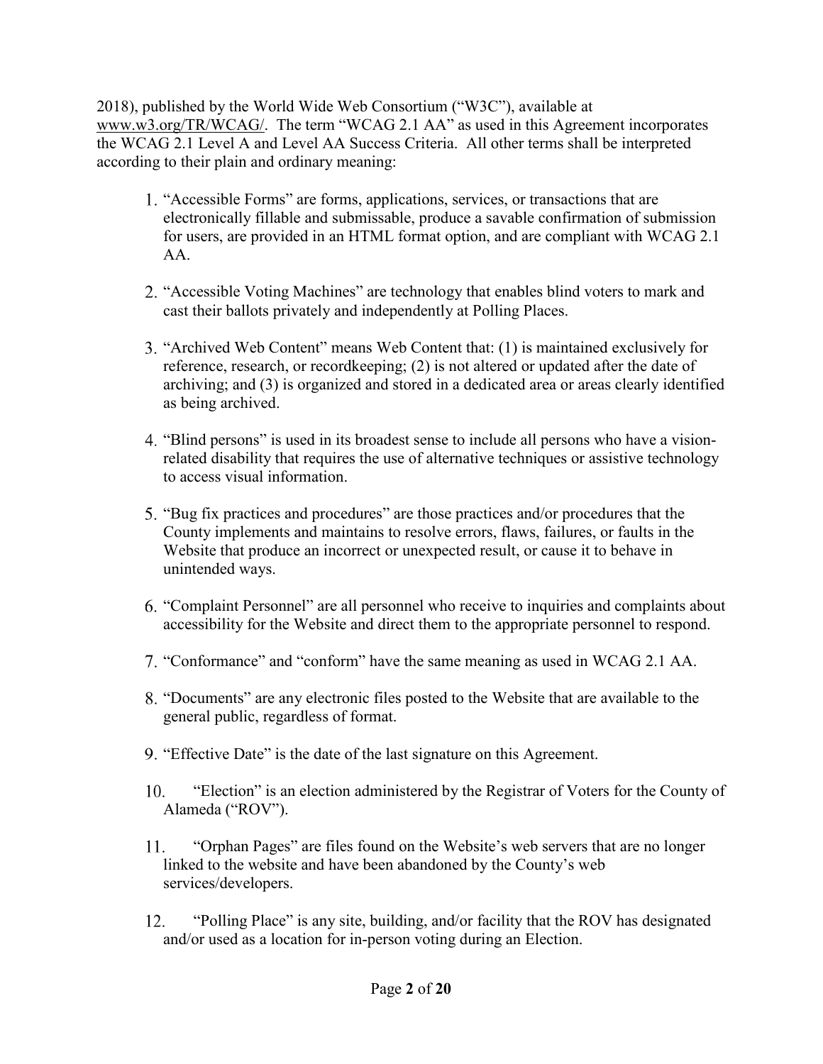2018), published by the World Wide Web Consortium ("W3C"), available at www.w3.org/TR/WCAG/. The term "WCAG 2.1 AA" as used in this Agreement incorporates the WCAG 2.1 Level A and Level AA Success Criteria. All other terms shall be interpreted according to their plain and ordinary meaning:

1. "Accessible Forms" are forms, applications, services, or transactions that are electronically fillable and submissable, produce a savable confirmation of submission for users, are provided in an HTML format option, and are compliant with WCAG 2.1 AA.

2. "Accessible Voting Machines" are technology that enables blind voters to mark and cast their ballots privately and independently at Polling Places.

3. "Archived Web Content" means Web Content that: (1) is maintained exclusively for reference, research, or recordkeeping; (2) is not altered or updated after the date of archiving; and (3) is organized and stored in a dedicated area or areas clearly identified as being archived.

4. "Blind persons" is used in its broadest sense to include all persons who have a vision-related disability that requires the use of alternative techniques or assistive technology to access visual information.

5. "Bug fix practices and procedures" are those practices and/or procedures that the County implements and maintains to resolve errors, flaws, failures, or faults in the Website that produce an incorrect or unexpected result, or cause it to behave in unintended ways.

6. "Complaint Personnel" are all personnel who receive to inquiries and complaints about accessibility for the Website and direct them to the appropriate personnel to respond.

7. "Conformance" and "conform" have the same meaning as used in WCAG 2.1 AA.

8. "Documents" are any electronic files posted to the Website that are available to the general public, regardless of format.

9. "Effective Date" is the date of the last signature on this Agreement.

10. "Election" is an election administered by the Registrar of Voters for the County of Alameda ("ROV").

11. "Orphan Pages" are files found on the Website's web servers that are no longer linked to the website and have been abandoned by the County's web services/developers.

12. "Polling Place" is any site, building, and/or facility that the ROV has designated and/or used as a location for in-person voting during an Election.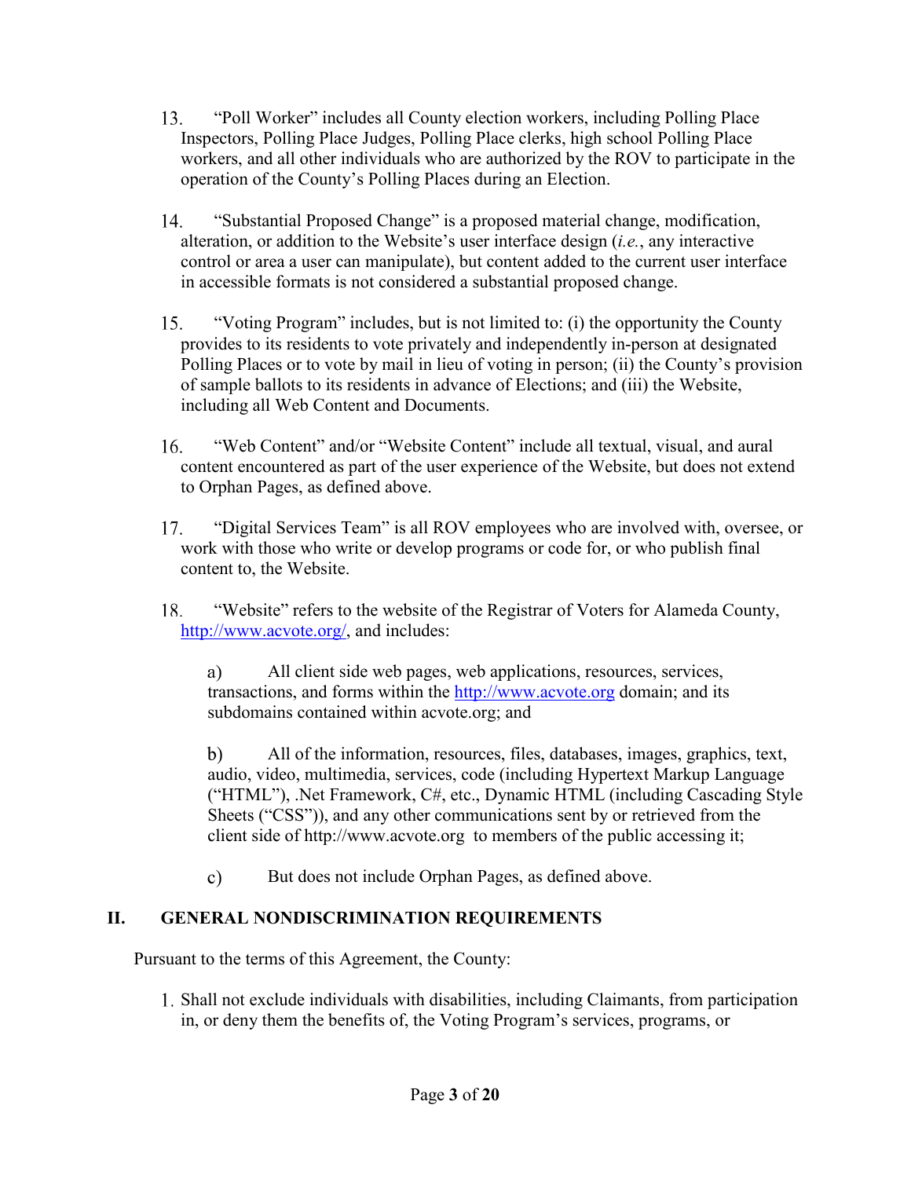13. "Poll Worker" includes all County election workers, including Polling Place Inspectors, Polling Place Judges, Polling Place clerks, high school Polling Place workers, and all other individuals who are authorized by the ROV to participate in the operation of the County's Polling Places during an Election.

14. "Substantial Proposed Change" is a proposed material change, modification, alteration, or addition to the Website's user interface design (*i.e.*, any interactive control or area a user can manipulate), but content added to the current user interface in accessible formats is not considered a substantial proposed change.

15. "Voting Program" includes, but is not limited to: (i) the opportunity the County provides to its residents to vote privately and independently in-person at designated Polling Places or to vote by mail in lieu of voting in person; (ii) the County's provision of sample ballots to its residents in advance of Elections; and (iii) the Website, including all Web Content and Documents.

16. "Web Content" and/or "Website Content" include all textual, visual, and aural content encountered as part of the user experience of the Website, but does not extend to Orphan Pages, as defined above.

17. "Digital Services Team" is all ROV employees who are involved with, oversee, or work with those who write or develop programs or code for, or who publish final content to, the Website.

18. "Website" refers to the website of the Registrar of Voters for Alameda County, http://www.acvote.org/, and includes:

    a) All client side web pages, web applications, resources, services, transactions, and forms within the http://www.acvote.org domain; and its subdomains contained within acvote.org; and

    b) All of the information, resources, files, databases, images, graphics, text, audio, video, multimedia, services, code (including Hypertext Markup Language ("HTML"), .Net Framework, C#, etc., Dynamic HTML (including Cascading Style Sheets ("CSS")), and any other communications sent by or retrieved from the client side of http://www.acvote.org to members of the public accessing it;

    c) But does not include Orphan Pages, as defined above.

## II. GENERAL NONDISCRIMINATION REQUIREMENTS

Pursuant to the terms of this Agreement, the County:

1. Shall not exclude individuals with disabilities, including Claimants, from participation in, or deny them the benefits of, the Voting Program's services, programs, or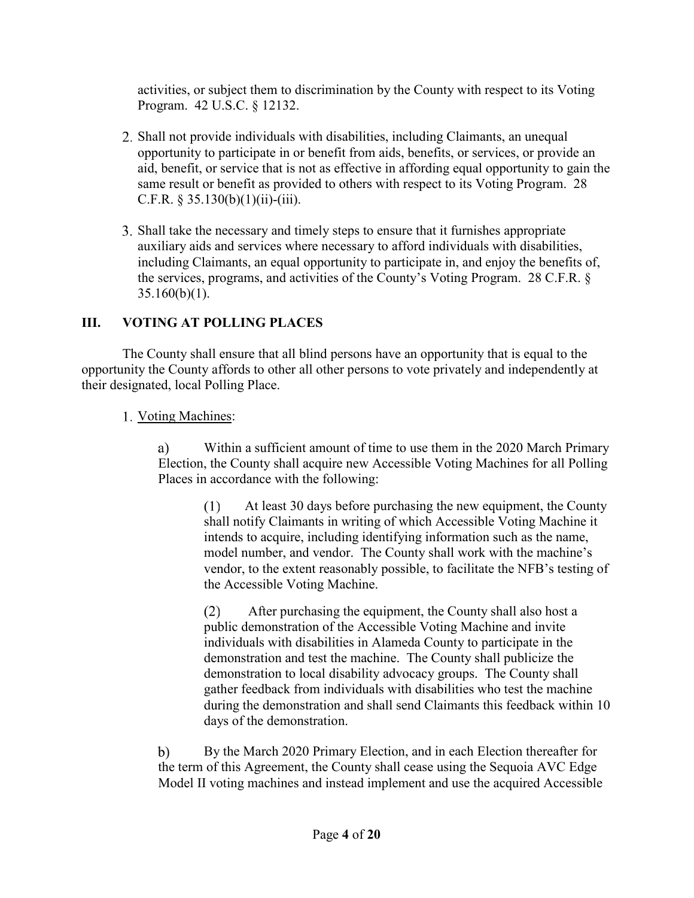activities, or subject them to discrimination by the County with respect to its Voting Program. 42 U.S.C. § 12132.

2. Shall not provide individuals with disabilities, including Claimants, an unequal opportunity to participate in or benefit from aids, benefits, or services, or provide an aid, benefit, or service that is not as effective in affording equal opportunity to gain the same result or benefit as provided to others with respect to its Voting Program. 28 C.F.R. § 35.130(b)(1)(ii)-(iii).

3. Shall take the necessary and timely steps to ensure that it furnishes appropriate auxiliary aids and services where necessary to afford individuals with disabilities, including Claimants, an equal opportunity to participate in, and enjoy the benefits of, the services, programs, and activities of the County's Voting Program. 28 C.F.R. § 35.160(b)(1).

## III. VOTING AT POLLING PLACES

The County shall ensure that all blind persons have an opportunity that is equal to the opportunity the County affords to other all other persons to vote privately and independently at their designated, local Polling Place.

1. Voting Machines:

   a) Within a sufficient amount of time to use them in the 2020 March Primary Election, the County shall acquire new Accessible Voting Machines for all Polling Places in accordance with the following:

      (1) At least 30 days before purchasing the new equipment, the County shall notify Claimants in writing of which Accessible Voting Machine it intends to acquire, including identifying information such as the name, model number, and vendor. The County shall work with the machine's vendor, to the extent reasonably possible, to facilitate the NFB's testing of the Accessible Voting Machine.

      (2) After purchasing the equipment, the County shall also host a public demonstration of the Accessible Voting Machine and invite individuals with disabilities in Alameda County to participate in the demonstration and test the machine. The County shall publicize the demonstration to local disability advocacy groups. The County shall gather feedback from individuals with disabilities who test the machine during the demonstration and shall send Claimants this feedback within 10 days of the demonstration.

   b) By the March 2020 Primary Election, and in each Election thereafter for the term of this Agreement, the County shall cease using the Sequoia AVC Edge Model II voting machines and instead implement and use the acquired Accessible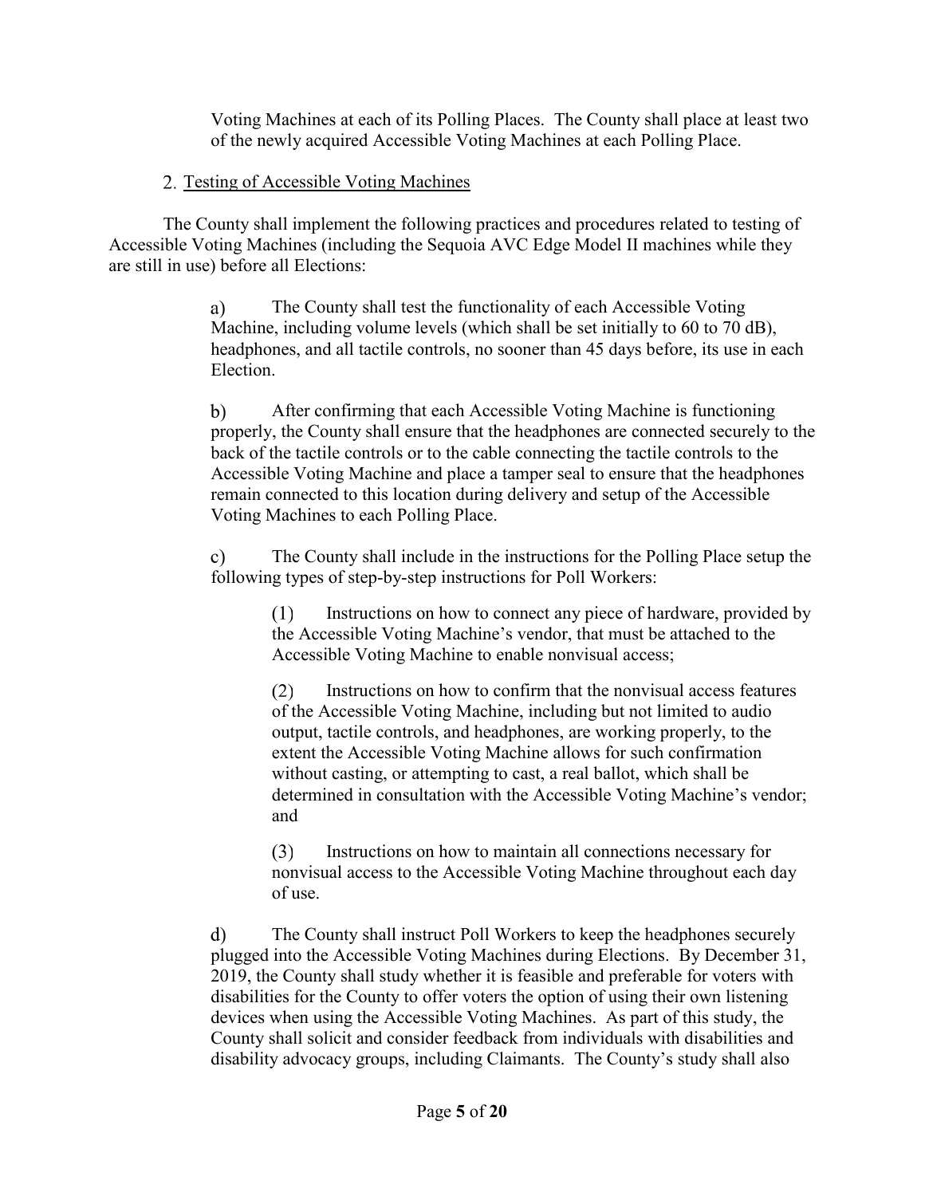Voting Machines at each of its Polling Places. The County shall place at least two of the newly acquired Accessible Voting Machines at each Polling Place.

2. Testing of Accessible Voting Machines

The County shall implement the following practices and procedures related to testing of Accessible Voting Machines (including the Sequoia AVC Edge Model II machines while they are still in use) before all Elections:

a) The County shall test the functionality of each Accessible Voting Machine, including volume levels (which shall be set initially to 60 to 70 dB), headphones, and all tactile controls, no sooner than 45 days before, its use in each Election.

b) After confirming that each Accessible Voting Machine is functioning properly, the County shall ensure that the headphones are connected securely to the back of the tactile controls or to the cable connecting the tactile controls to the Accessible Voting Machine and place a tamper seal to ensure that the headphones remain connected to this location during delivery and setup of the Accessible Voting Machines to each Polling Place.

c) The County shall include in the instructions for the Polling Place setup the following types of step-by-step instructions for Poll Workers:

(1) Instructions on how to connect any piece of hardware, provided by the Accessible Voting Machine's vendor, that must be attached to the Accessible Voting Machine to enable nonvisual access;

(2) Instructions on how to confirm that the nonvisual access features of the Accessible Voting Machine, including but not limited to audio output, tactile controls, and headphones, are working properly, to the extent the Accessible Voting Machine allows for such confirmation without casting, or attempting to cast, a real ballot, which shall be determined in consultation with the Accessible Voting Machine's vendor; and

(3) Instructions on how to maintain all connections necessary for nonvisual access to the Accessible Voting Machine throughout each day of use.

d) The County shall instruct Poll Workers to keep the headphones securely plugged into the Accessible Voting Machines during Elections. By December 31, 2019, the County shall study whether it is feasible and preferable for voters with disabilities for the County to offer voters the option of using their own listening devices when using the Accessible Voting Machines. As part of this study, the County shall solicit and consider feedback from individuals with disabilities and disability advocacy groups, including Claimants. The County's study shall also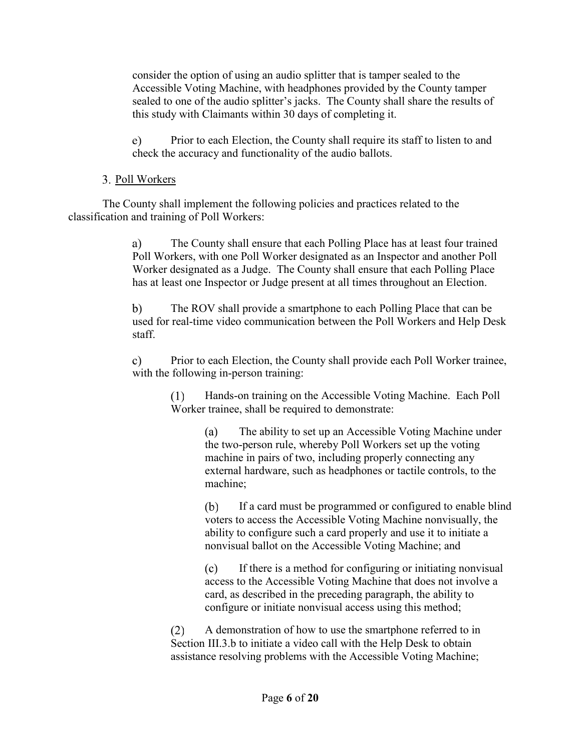consider the option of using an audio splitter that is tamper sealed to the Accessible Voting Machine, with headphones provided by the County tamper sealed to one of the audio splitter's jacks. The County shall share the results of this study with Claimants within 30 days of completing it.

e) Prior to each Election, the County shall require its staff to listen to and check the accuracy and functionality of the audio ballots.

3. Poll Workers

The County shall implement the following policies and practices related to the classification and training of Poll Workers:

a) The County shall ensure that each Polling Place has at least four trained Poll Workers, with one Poll Worker designated as an Inspector and another Poll Worker designated as a Judge. The County shall ensure that each Polling Place has at least one Inspector or Judge present at all times throughout an Election.

b) The ROV shall provide a smartphone to each Polling Place that can be used for real-time video communication between the Poll Workers and Help Desk staff.

c) Prior to each Election, the County shall provide each Poll Worker trainee, with the following in-person training:

(1) Hands-on training on the Accessible Voting Machine. Each Poll Worker trainee, shall be required to demonstrate:

(a) The ability to set up an Accessible Voting Machine under the two-person rule, whereby Poll Workers set up the voting machine in pairs of two, including properly connecting any external hardware, such as headphones or tactile controls, to the machine;

(b) If a card must be programmed or configured to enable blind voters to access the Accessible Voting Machine nonvisually, the ability to configure such a card properly and use it to initiate a nonvisual ballot on the Accessible Voting Machine; and

(c) If there is a method for configuring or initiating nonvisual access to the Accessible Voting Machine that does not involve a card, as described in the preceding paragraph, the ability to configure or initiate nonvisual access using this method;

(2) A demonstration of how to use the smartphone referred to in Section III.3.b to initiate a video call with the Help Desk to obtain assistance resolving problems with the Accessible Voting Machine;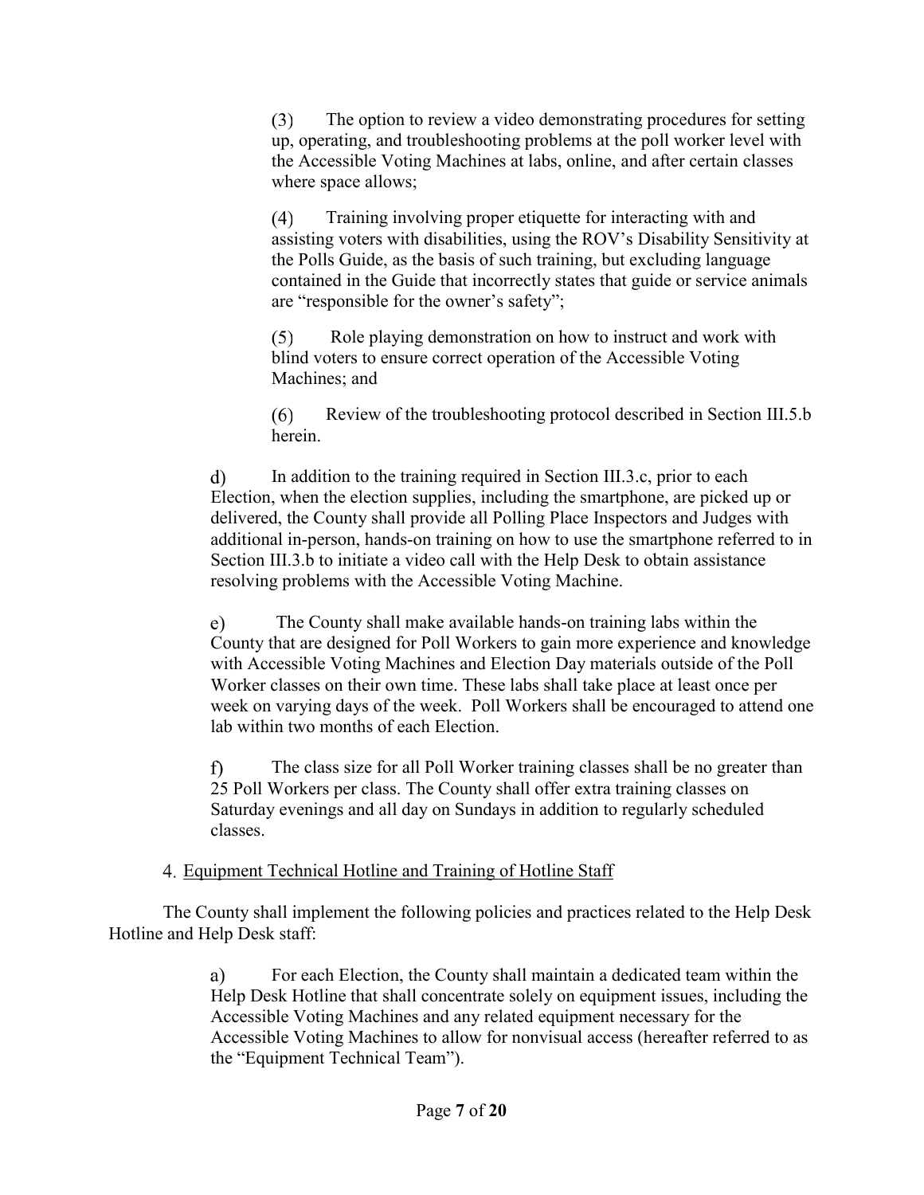(3) The option to review a video demonstrating procedures for setting up, operating, and troubleshooting problems at the poll worker level with the Accessible Voting Machines at labs, online, and after certain classes where space allows;

(4) Training involving proper etiquette for interacting with and assisting voters with disabilities, using the ROV's Disability Sensitivity at the Polls Guide, as the basis of such training, but excluding language contained in the Guide that incorrectly states that guide or service animals are "responsible for the owner's safety";

(5) Role playing demonstration on how to instruct and work with blind voters to ensure correct operation of the Accessible Voting Machines; and

(6) Review of the troubleshooting protocol described in Section III.5.b herein.

d) In addition to the training required in Section III.3.c, prior to each Election, when the election supplies, including the smartphone, are picked up or delivered, the County shall provide all Polling Place Inspectors and Judges with additional in-person, hands-on training on how to use the smartphone referred to in Section III.3.b to initiate a video call with the Help Desk to obtain assistance resolving problems with the Accessible Voting Machine.

e) The County shall make available hands-on training labs within the County that are designed for Poll Workers to gain more experience and knowledge with Accessible Voting Machines and Election Day materials outside of the Poll Worker classes on their own time. These labs shall take place at least once per week on varying days of the week. Poll Workers shall be encouraged to attend one lab within two months of each Election.

f) The class size for all Poll Worker training classes shall be no greater than 25 Poll Workers per class. The County shall offer extra training classes on Saturday evenings and all day on Sundays in addition to regularly scheduled classes.

4. Equipment Technical Hotline and Training of Hotline Staff

The County shall implement the following policies and practices related to the Help Desk Hotline and Help Desk staff:

a) For each Election, the County shall maintain a dedicated team within the Help Desk Hotline that shall concentrate solely on equipment issues, including the Accessible Voting Machines and any related equipment necessary for the Accessible Voting Machines to allow for nonvisual access (hereafter referred to as the "Equipment Technical Team").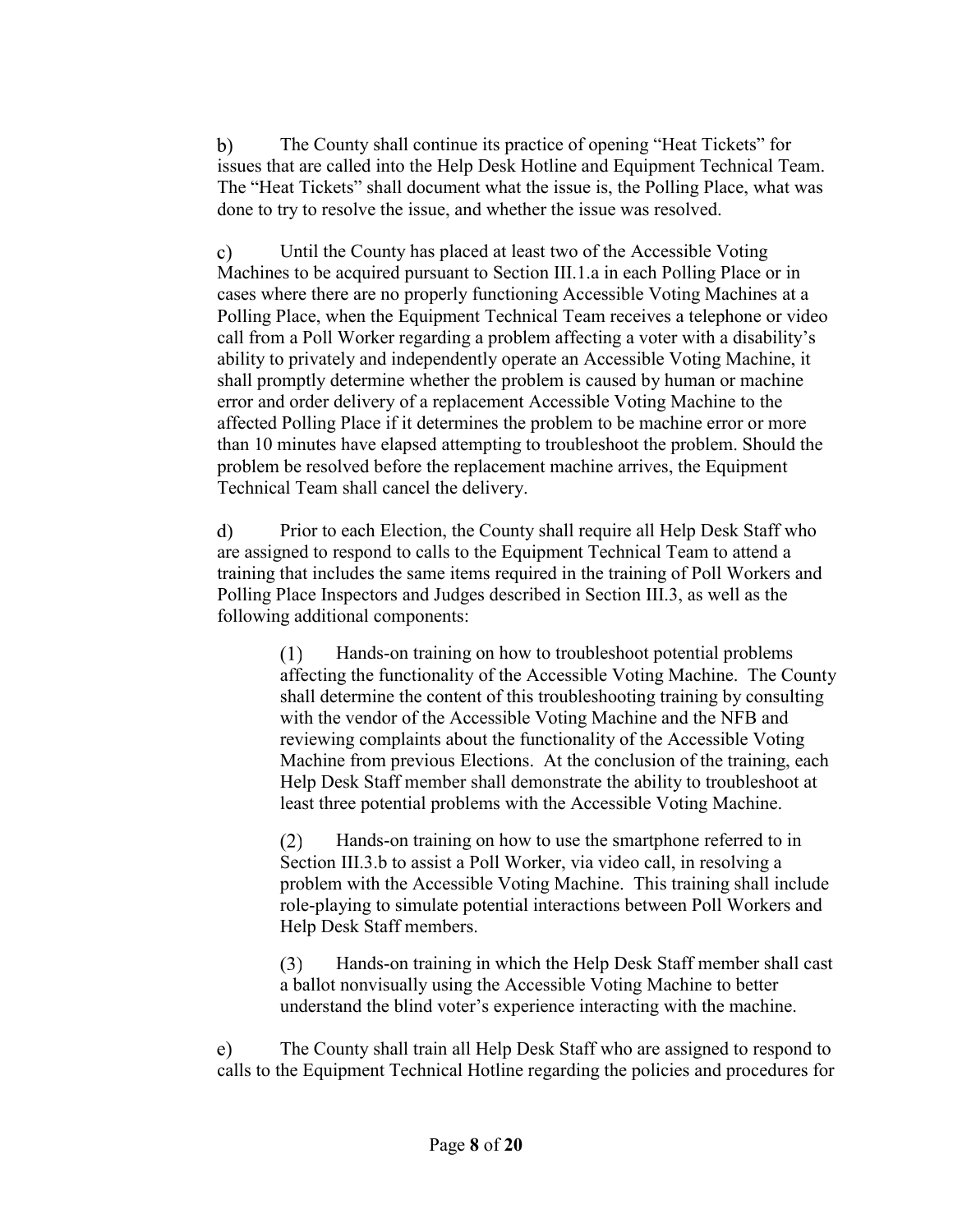b) The County shall continue its practice of opening "Heat Tickets" for issues that are called into the Help Desk Hotline and Equipment Technical Team. The "Heat Tickets" shall document what the issue is, the Polling Place, what was done to try to resolve the issue, and whether the issue was resolved.

c) Until the County has placed at least two of the Accessible Voting Machines to be acquired pursuant to Section III.1.a in each Polling Place or in cases where there are no properly functioning Accessible Voting Machines at a Polling Place, when the Equipment Technical Team receives a telephone or video call from a Poll Worker regarding a problem affecting a voter with a disability's ability to privately and independently operate an Accessible Voting Machine, it shall promptly determine whether the problem is caused by human or machine error and order delivery of a replacement Accessible Voting Machine to the affected Polling Place if it determines the problem to be machine error or more than 10 minutes have elapsed attempting to troubleshoot the problem. Should the problem be resolved before the replacement machine arrives, the Equipment Technical Team shall cancel the delivery.

d) Prior to each Election, the County shall require all Help Desk Staff who are assigned to respond to calls to the Equipment Technical Team to attend a training that includes the same items required in the training of Poll Workers and Polling Place Inspectors and Judges described in Section III.3, as well as the following additional components:

> (1) Hands-on training on how to troubleshoot potential problems affecting the functionality of the Accessible Voting Machine. The County shall determine the content of this troubleshooting training by consulting with the vendor of the Accessible Voting Machine and the NFB and reviewing complaints about the functionality of the Accessible Voting Machine from previous Elections. At the conclusion of the training, each Help Desk Staff member shall demonstrate the ability to troubleshoot at least three potential problems with the Accessible Voting Machine.
>
> (2) Hands-on training on how to use the smartphone referred to in Section III.3.b to assist a Poll Worker, via video call, in resolving a problem with the Accessible Voting Machine. This training shall include role-playing to simulate potential interactions between Poll Workers and Help Desk Staff members.
>
> (3) Hands-on training in which the Help Desk Staff member shall cast a ballot nonvisually using the Accessible Voting Machine to better understand the blind voter's experience interacting with the machine.

e) The County shall train all Help Desk Staff who are assigned to respond to calls to the Equipment Technical Hotline regarding the policies and procedures for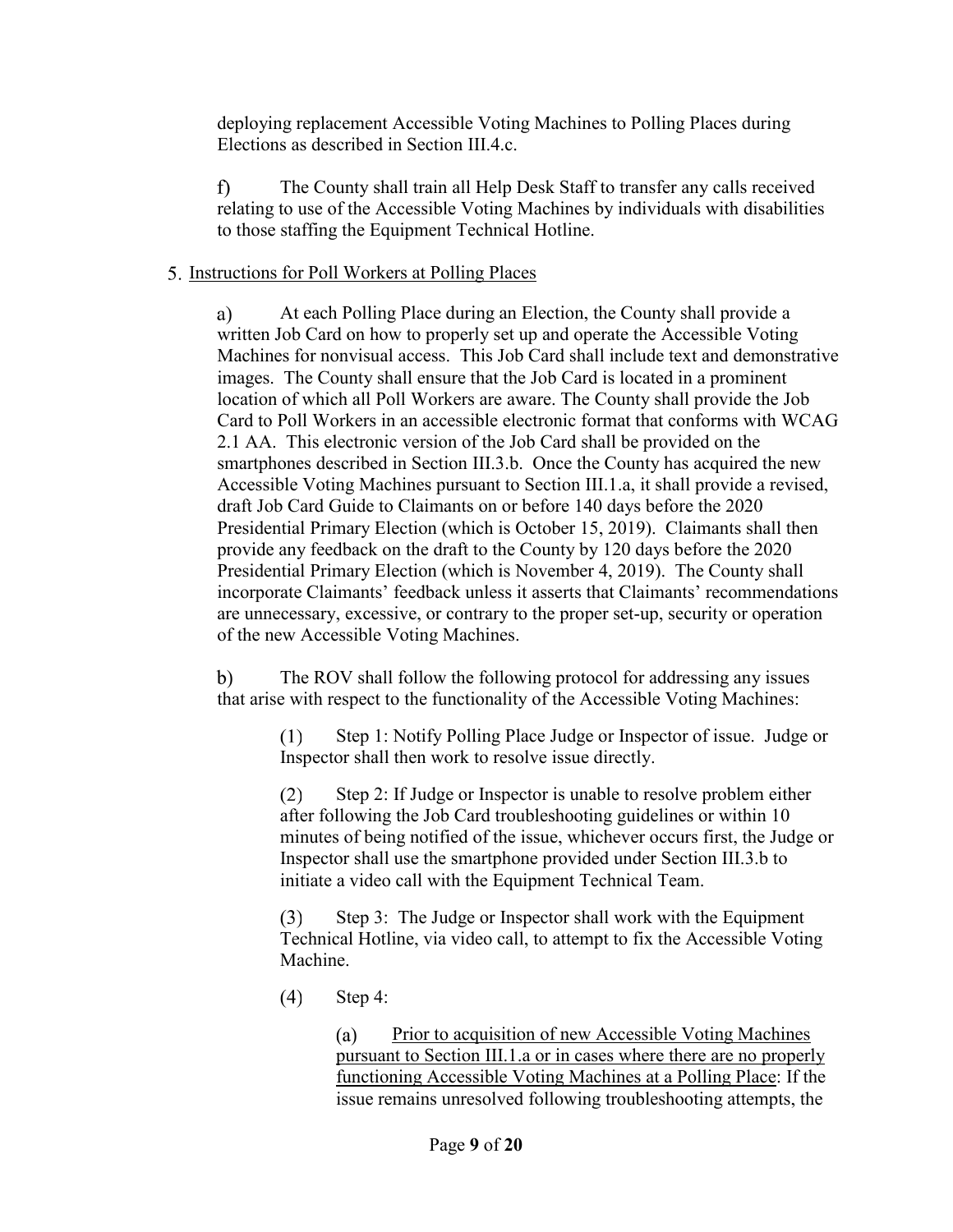deploying replacement Accessible Voting Machines to Polling Places during Elections as described in Section III.4.c.

f) The County shall train all Help Desk Staff to transfer any calls received relating to use of the Accessible Voting Machines by individuals with disabilities to those staffing the Equipment Technical Hotline.

5. Instructions for Poll Workers at Polling Places

a) At each Polling Place during an Election, the County shall provide a written Job Card on how to properly set up and operate the Accessible Voting Machines for nonvisual access. This Job Card shall include text and demonstrative images. The County shall ensure that the Job Card is located in a prominent location of which all Poll Workers are aware. The County shall provide the Job Card to Poll Workers in an accessible electronic format that conforms with WCAG 2.1 AA. This electronic version of the Job Card shall be provided on the smartphones described in Section III.3.b. Once the County has acquired the new Accessible Voting Machines pursuant to Section III.1.a, it shall provide a revised, draft Job Card Guide to Claimants on or before 140 days before the 2020 Presidential Primary Election (which is October 15, 2019). Claimants shall then provide any feedback on the draft to the County by 120 days before the 2020 Presidential Primary Election (which is November 4, 2019). The County shall incorporate Claimants' feedback unless it asserts that Claimants' recommendations are unnecessary, excessive, or contrary to the proper set-up, security or operation of the new Accessible Voting Machines.

b) The ROV shall follow the following protocol for addressing any issues that arise with respect to the functionality of the Accessible Voting Machines:

(1) Step 1: Notify Polling Place Judge or Inspector of issue. Judge or Inspector shall then work to resolve issue directly.

(2) Step 2: If Judge or Inspector is unable to resolve problem either after following the Job Card troubleshooting guidelines or within 10 minutes of being notified of the issue, whichever occurs first, the Judge or Inspector shall use the smartphone provided under Section III.3.b to initiate a video call with the Equipment Technical Team.

(3) Step 3: The Judge or Inspector shall work with the Equipment Technical Hotline, via video call, to attempt to fix the Accessible Voting Machine.

(4) Step 4:

(a) Prior to acquisition of new Accessible Voting Machines pursuant to Section III.1.a or in cases where there are no properly functioning Accessible Voting Machines at a Polling Place: If the issue remains unresolved following troubleshooting attempts, the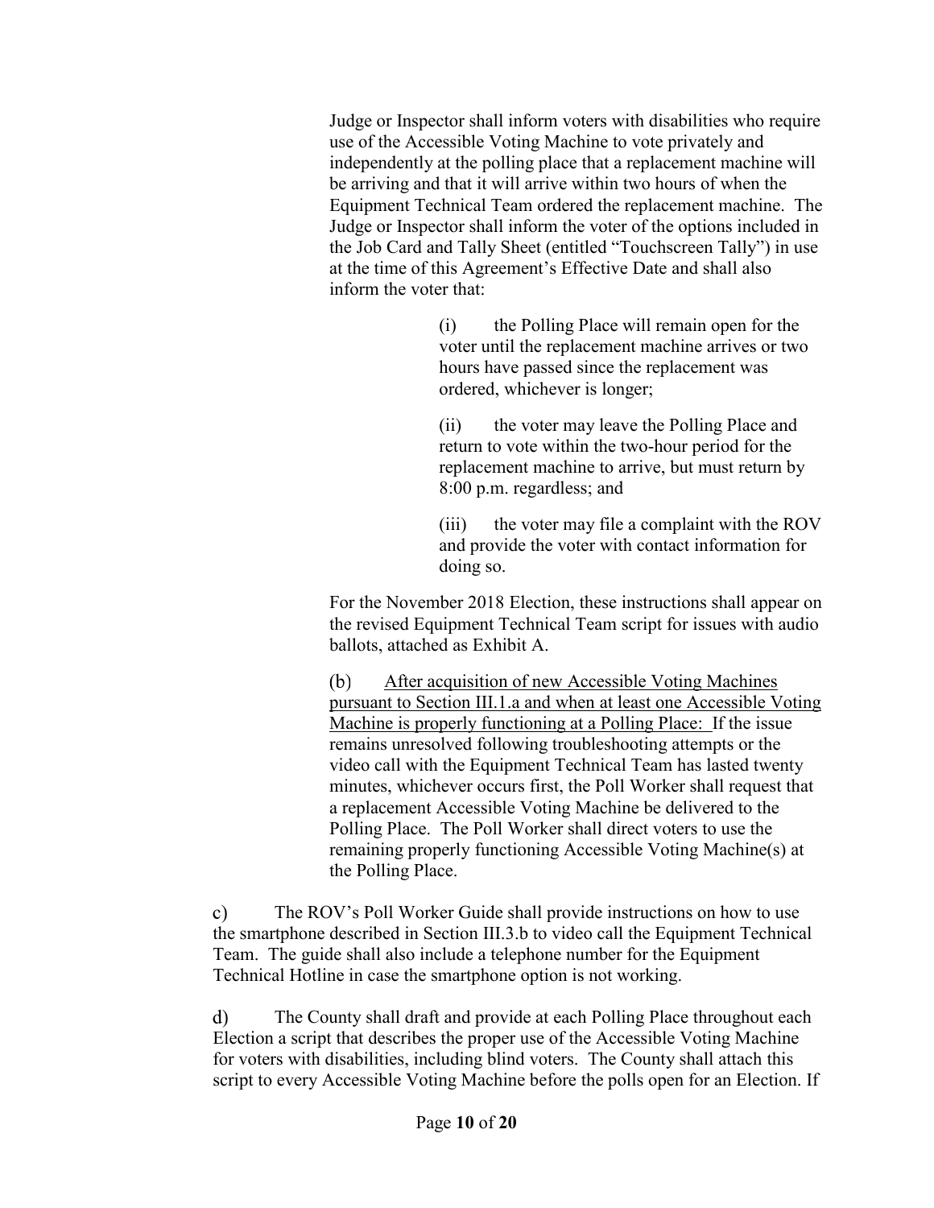Judge or Inspector shall inform voters with disabilities who require use of the Accessible Voting Machine to vote privately and independently at the polling place that a replacement machine will be arriving and that it will arrive within two hours of when the Equipment Technical Team ordered the replacement machine. The Judge or Inspector shall inform the voter of the options included in the Job Card and Tally Sheet (entitled "Touchscreen Tally") in use at the time of this Agreement's Effective Date and shall also inform the voter that:

(i) the Polling Place will remain open for the voter until the replacement machine arrives or two hours have passed since the replacement was ordered, whichever is longer;

(ii) the voter may leave the Polling Place and return to vote within the two-hour period for the replacement machine to arrive, but must return by 8:00 p.m. regardless; and

(iii) the voter may file a complaint with the ROV and provide the voter with contact information for doing so.

For the November 2018 Election, these instructions shall appear on the revised Equipment Technical Team script for issues with audio ballots, attached as Exhibit A.

(b) <u>After acquisition of new Accessible Voting Machines pursuant to Section III.1.a and when at least one Accessible Voting Machine is properly functioning at a Polling Place:</u> If the issue remains unresolved following troubleshooting attempts or the video call with the Equipment Technical Team has lasted twenty minutes, whichever occurs first, the Poll Worker shall request that a replacement Accessible Voting Machine be delivered to the Polling Place. The Poll Worker shall direct voters to use the remaining properly functioning Accessible Voting Machine(s) at the Polling Place.

c) The ROV's Poll Worker Guide shall provide instructions on how to use the smartphone described in Section III.3.b to video call the Equipment Technical Team. The guide shall also include a telephone number for the Equipment Technical Hotline in case the smartphone option is not working.

d) The County shall draft and provide at each Polling Place throughout each Election a script that describes the proper use of the Accessible Voting Machine for voters with disabilities, including blind voters. The County shall attach this script to every Accessible Voting Machine before the polls open for an Election. If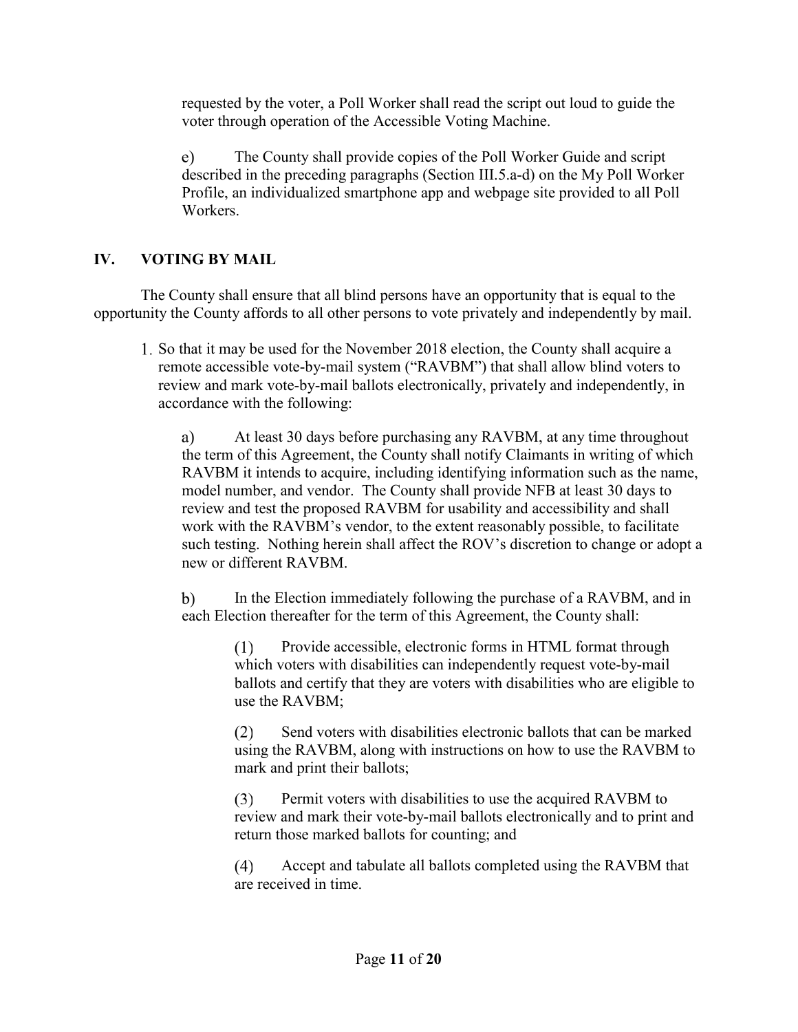requested by the voter, a Poll Worker shall read the script out loud to guide the voter through operation of the Accessible Voting Machine.

e) The County shall provide copies of the Poll Worker Guide and script described in the preceding paragraphs (Section III.5.a-d) on the My Poll Worker Profile, an individualized smartphone app and webpage site provided to all Poll Workers.

## IV. VOTING BY MAIL

The County shall ensure that all blind persons have an opportunity that is equal to the opportunity the County affords to all other persons to vote privately and independently by mail.

1. So that it may be used for the November 2018 election, the County shall acquire a remote accessible vote-by-mail system ("RAVBM") that shall allow blind voters to review and mark vote-by-mail ballots electronically, privately and independently, in accordance with the following:

   a) At least 30 days before purchasing any RAVBM, at any time throughout the term of this Agreement, the County shall notify Claimants in writing of which RAVBM it intends to acquire, including identifying information such as the name, model number, and vendor. The County shall provide NFB at least 30 days to review and test the proposed RAVBM for usability and accessibility and shall work with the RAVBM's vendor, to the extent reasonably possible, to facilitate such testing. Nothing herein shall affect the ROV's discretion to change or adopt a new or different RAVBM.

   b) In the Election immediately following the purchase of a RAVBM, and in each Election thereafter for the term of this Agreement, the County shall:

      (1) Provide accessible, electronic forms in HTML format through which voters with disabilities can independently request vote-by-mail ballots and certify that they are voters with disabilities who are eligible to use the RAVBM;

      (2) Send voters with disabilities electronic ballots that can be marked using the RAVBM, along with instructions on how to use the RAVBM to mark and print their ballots;

      (3) Permit voters with disabilities to use the acquired RAVBM to review and mark their vote-by-mail ballots electronically and to print and return those marked ballots for counting; and

      (4) Accept and tabulate all ballots completed using the RAVBM that are received in time.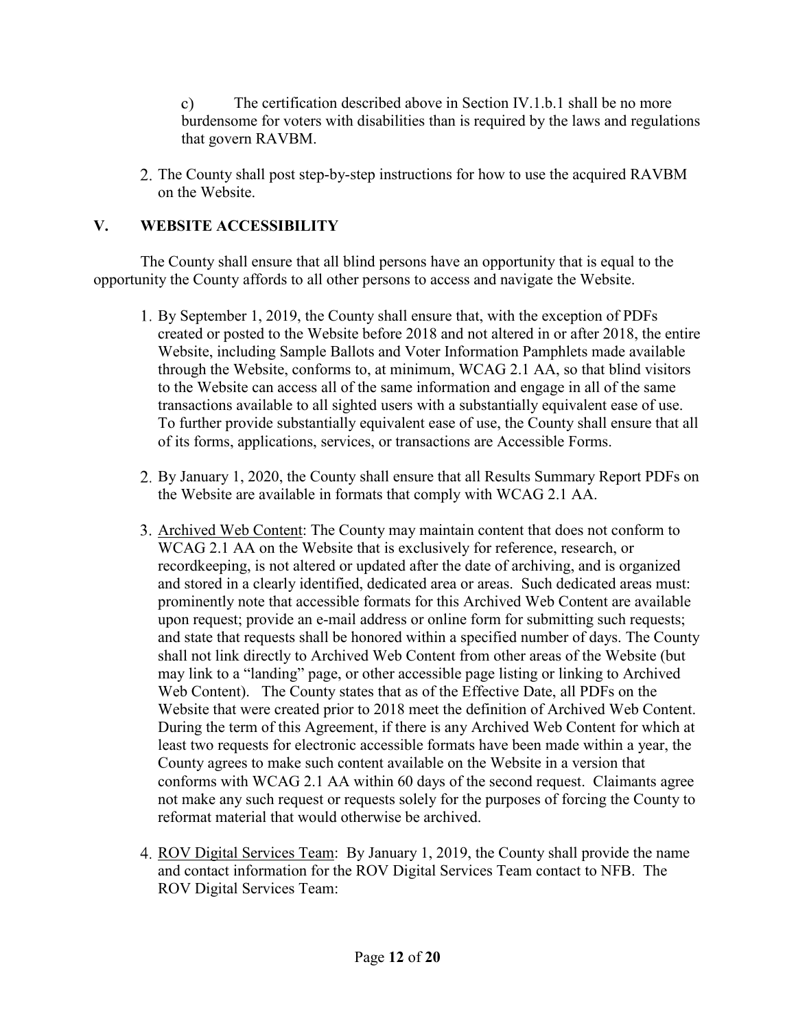c) The certification described above in Section IV.1.b.1 shall be no more burdensome for voters with disabilities than is required by the laws and regulations that govern RAVBM.

2. The County shall post step-by-step instructions for how to use the acquired RAVBM on the Website.

## V. WEBSITE ACCESSIBILITY

The County shall ensure that all blind persons have an opportunity that is equal to the opportunity the County affords to all other persons to access and navigate the Website.

1. By September 1, 2019, the County shall ensure that, with the exception of PDFs created or posted to the Website before 2018 and not altered in or after 2018, the entire Website, including Sample Ballots and Voter Information Pamphlets made available through the Website, conforms to, at minimum, WCAG 2.1 AA, so that blind visitors to the Website can access all of the same information and engage in all of the same transactions available to all sighted users with a substantially equivalent ease of use. To further provide substantially equivalent ease of use, the County shall ensure that all of its forms, applications, services, or transactions are Accessible Forms.

2. By January 1, 2020, the County shall ensure that all Results Summary Report PDFs on the Website are available in formats that comply with WCAG 2.1 AA.

3. Archived Web Content: The County may maintain content that does not conform to WCAG 2.1 AA on the Website that is exclusively for reference, research, or recordkeeping, is not altered or updated after the date of archiving, and is organized and stored in a clearly identified, dedicated area or areas. Such dedicated areas must: prominently note that accessible formats for this Archived Web Content are available upon request; provide an e-mail address or online form for submitting such requests; and state that requests shall be honored within a specified number of days. The County shall not link directly to Archived Web Content from other areas of the Website (but may link to a "landing" page, or other accessible page listing or linking to Archived Web Content). The County states that as of the Effective Date, all PDFs on the Website that were created prior to 2018 meet the definition of Archived Web Content. During the term of this Agreement, if there is any Archived Web Content for which at least two requests for electronic accessible formats have been made within a year, the County agrees to make such content available on the Website in a version that conforms with WCAG 2.1 AA within 60 days of the second request. Claimants agree not make any such request or requests solely for the purposes of forcing the County to reformat material that would otherwise be archived.

4. ROV Digital Services Team: By January 1, 2019, the County shall provide the name and contact information for the ROV Digital Services Team contact to NFB. The ROV Digital Services Team: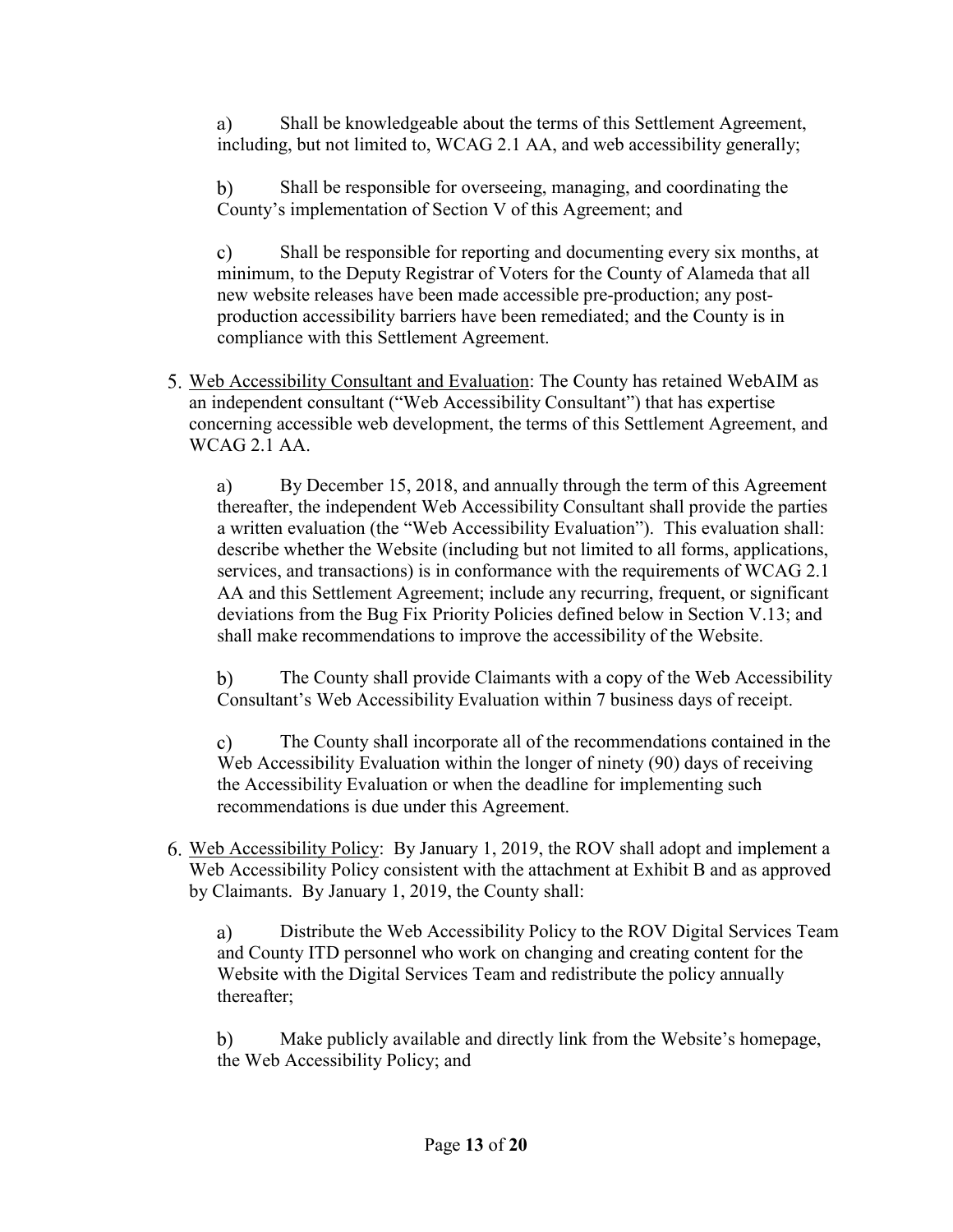a) Shall be knowledgeable about the terms of this Settlement Agreement, including, but not limited to, WCAG 2.1 AA, and web accessibility generally;

b) Shall be responsible for overseeing, managing, and coordinating the County's implementation of Section V of this Agreement; and

c) Shall be responsible for reporting and documenting every six months, at minimum, to the Deputy Registrar of Voters for the County of Alameda that all new website releases have been made accessible pre-production; any post-production accessibility barriers have been remediated; and the County is in compliance with this Settlement Agreement.

5. <u>Web Accessibility Consultant and Evaluation</u>: The County has retained WebAIM as an independent consultant ("Web Accessibility Consultant") that has expertise concerning accessible web development, the terms of this Settlement Agreement, and WCAG 2.1 AA.

   a) By December 15, 2018, and annually through the term of this Agreement thereafter, the independent Web Accessibility Consultant shall provide the parties a written evaluation (the "Web Accessibility Evaluation"). This evaluation shall: describe whether the Website (including but not limited to all forms, applications, services, and transactions) is in conformance with the requirements of WCAG 2.1 AA and this Settlement Agreement; include any recurring, frequent, or significant deviations from the Bug Fix Priority Policies defined below in Section V.13; and shall make recommendations to improve the accessibility of the Website.

   b) The County shall provide Claimants with a copy of the Web Accessibility Consultant's Web Accessibility Evaluation within 7 business days of receipt.

   c) The County shall incorporate all of the recommendations contained in the Web Accessibility Evaluation within the longer of ninety (90) days of receiving the Accessibility Evaluation or when the deadline for implementing such recommendations is due under this Agreement.

6. <u>Web Accessibility Policy</u>: By January 1, 2019, the ROV shall adopt and implement a Web Accessibility Policy consistent with the attachment at Exhibit B and as approved by Claimants. By January 1, 2019, the County shall:

   a) Distribute the Web Accessibility Policy to the ROV Digital Services Team and County ITD personnel who work on changing and creating content for the Website with the Digital Services Team and redistribute the policy annually thereafter;

   b) Make publicly available and directly link from the Website's homepage, the Web Accessibility Policy; and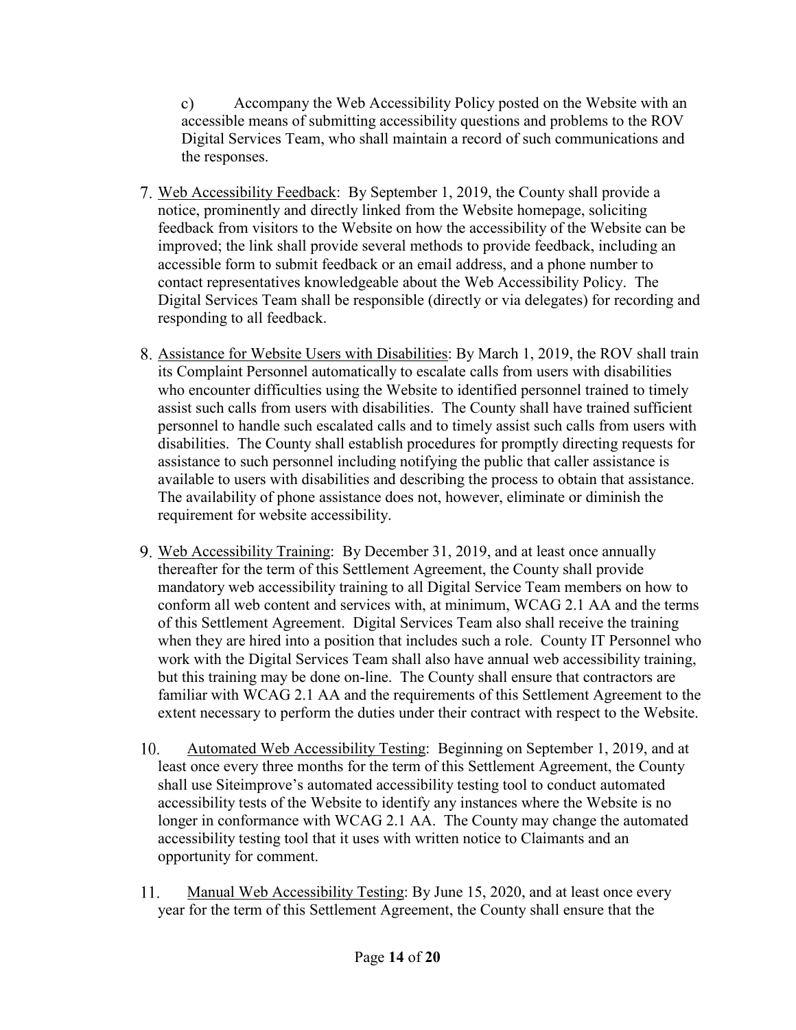c) Accompany the Web Accessibility Policy posted on the Website with an accessible means of submitting accessibility questions and problems to the ROV Digital Services Team, who shall maintain a record of such communications and the responses.

7. Web Accessibility Feedback: By September 1, 2019, the County shall provide a notice, prominently and directly linked from the Website homepage, soliciting feedback from visitors to the Website on how the accessibility of the Website can be improved; the link shall provide several methods to provide feedback, including an accessible form to submit feedback or an email address, and a phone number to contact representatives knowledgeable about the Web Accessibility Policy. The Digital Services Team shall be responsible (directly or via delegates) for recording and responding to all feedback.

8. Assistance for Website Users with Disabilities: By March 1, 2019, the ROV shall train its Complaint Personnel automatically to escalate calls from users with disabilities who encounter difficulties using the Website to identified personnel trained to timely assist such calls from users with disabilities. The County shall have trained sufficient personnel to handle such escalated calls and to timely assist such calls from users with disabilities. The County shall establish procedures for promptly directing requests for assistance to such personnel including notifying the public that caller assistance is available to users with disabilities and describing the process to obtain that assistance. The availability of phone assistance does not, however, eliminate or diminish the requirement for website accessibility.

9. Web Accessibility Training: By December 31, 2019, and at least once annually thereafter for the term of this Settlement Agreement, the County shall provide mandatory web accessibility training to all Digital Service Team members on how to conform all web content and services with, at minimum, WCAG 2.1 AA and the terms of this Settlement Agreement. Digital Services Team also shall receive the training when they are hired into a position that includes such a role. County IT Personnel who work with the Digital Services Team shall also have annual web accessibility training, but this training may be done on-line. The County shall ensure that contractors are familiar with WCAG 2.1 AA and the requirements of this Settlement Agreement to the extent necessary to perform the duties under their contract with respect to the Website.

10. Automated Web Accessibility Testing: Beginning on September 1, 2019, and at least once every three months for the term of this Settlement Agreement, the County shall use Siteimprove's automated accessibility testing tool to conduct automated accessibility tests of the Website to identify any instances where the Website is no longer in conformance with WCAG 2.1 AA. The County may change the automated accessibility testing tool that it uses with written notice to Claimants and an opportunity for comment.

11. Manual Web Accessibility Testing: By June 15, 2020, and at least once every year for the term of this Settlement Agreement, the County shall ensure that the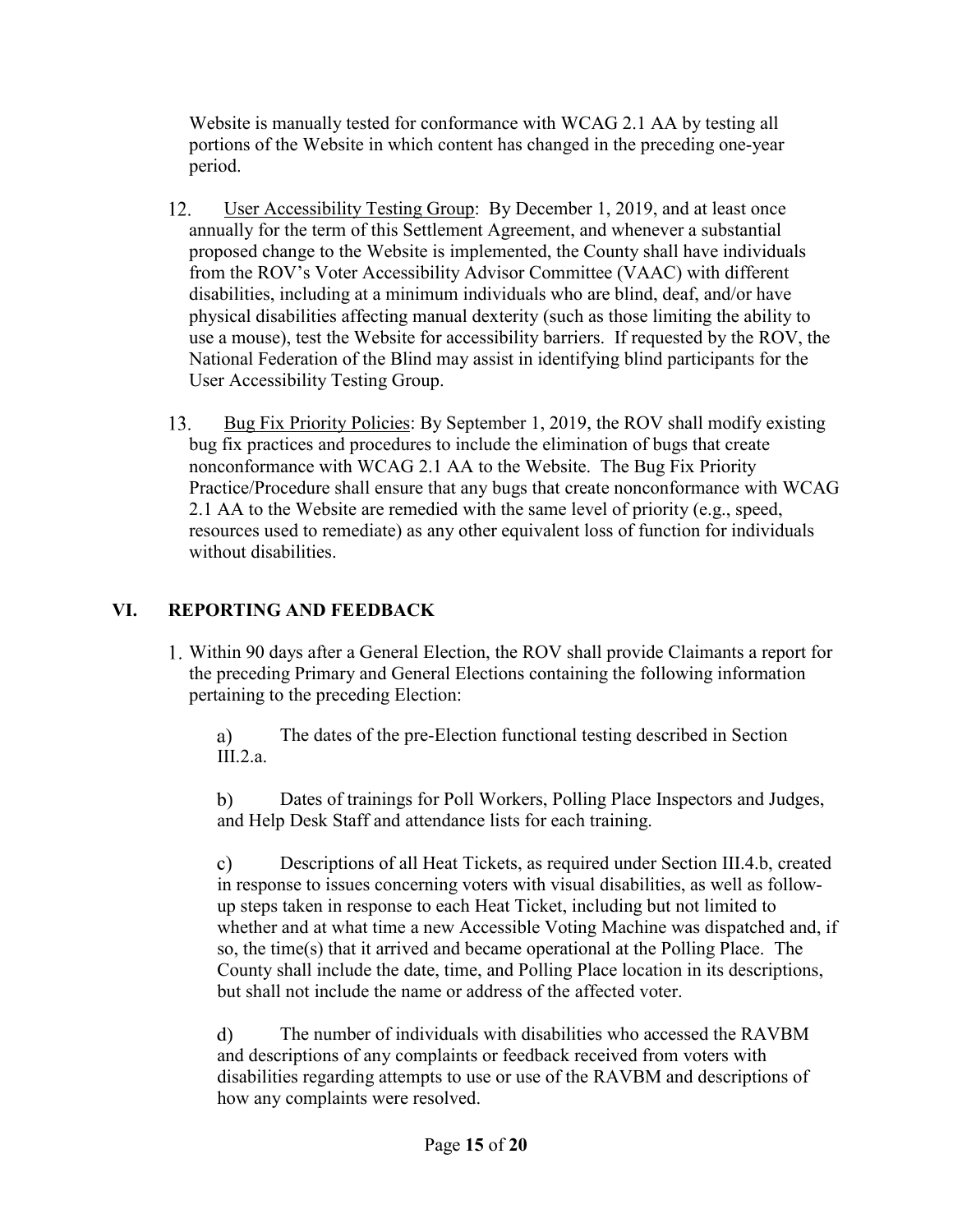Website is manually tested for conformance with WCAG 2.1 AA by testing all portions of the Website in which content has changed in the preceding one-year period.

12. User Accessibility Testing Group: By December 1, 2019, and at least once annually for the term of this Settlement Agreement, and whenever a substantial proposed change to the Website is implemented, the County shall have individuals from the ROV's Voter Accessibility Advisor Committee (VAAC) with different disabilities, including at a minimum individuals who are blind, deaf, and/or have physical disabilities affecting manual dexterity (such as those limiting the ability to use a mouse), test the Website for accessibility barriers. If requested by the ROV, the National Federation of the Blind may assist in identifying blind participants for the User Accessibility Testing Group.

13. Bug Fix Priority Policies: By September 1, 2019, the ROV shall modify existing bug fix practices and procedures to include the elimination of bugs that create nonconformance with WCAG 2.1 AA to the Website. The Bug Fix Priority Practice/Procedure shall ensure that any bugs that create nonconformance with WCAG 2.1 AA to the Website are remedied with the same level of priority (e.g., speed, resources used to remediate) as any other equivalent loss of function for individuals without disabilities.

## VI. REPORTING AND FEEDBACK

1. Within 90 days after a General Election, the ROV shall provide Claimants a report for the preceding Primary and General Elections containing the following information pertaining to the preceding Election:

    a) The dates of the pre-Election functional testing described in Section III.2.a.

    b) Dates of trainings for Poll Workers, Polling Place Inspectors and Judges, and Help Desk Staff and attendance lists for each training.

    c) Descriptions of all Heat Tickets, as required under Section III.4.b, created in response to issues concerning voters with visual disabilities, as well as follow-up steps taken in response to each Heat Ticket, including but not limited to whether and at what time a new Accessible Voting Machine was dispatched and, if so, the time(s) that it arrived and became operational at the Polling Place. The County shall include the date, time, and Polling Place location in its descriptions, but shall not include the name or address of the affected voter.

    d) The number of individuals with disabilities who accessed the RAVBM and descriptions of any complaints or feedback received from voters with disabilities regarding attempts to use or use of the RAVBM and descriptions of how any complaints were resolved.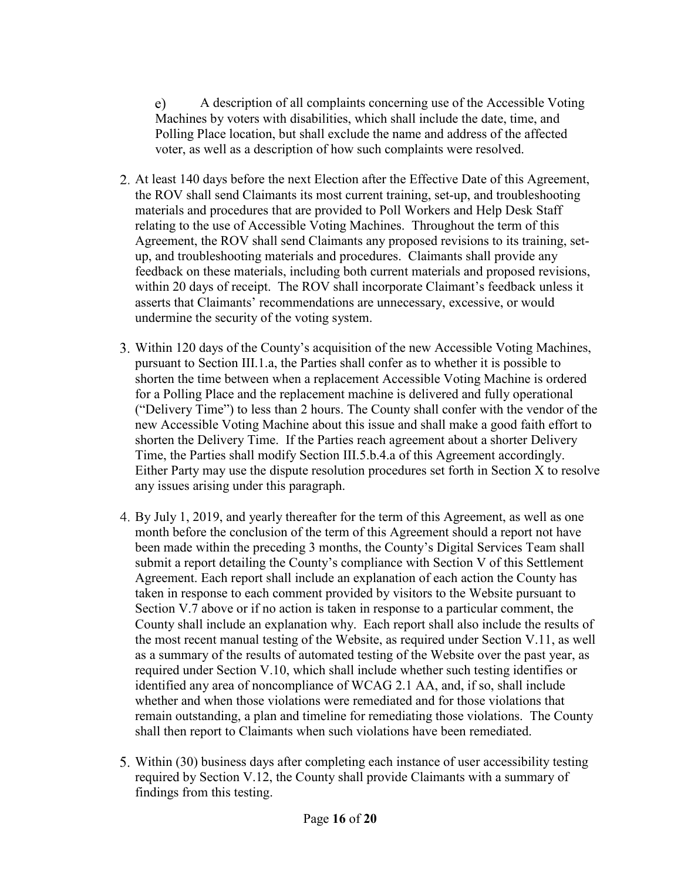e) A description of all complaints concerning use of the Accessible Voting Machines by voters with disabilities, which shall include the date, time, and Polling Place location, but shall exclude the name and address of the affected voter, as well as a description of how such complaints were resolved.

2. At least 140 days before the next Election after the Effective Date of this Agreement, the ROV shall send Claimants its most current training, set-up, and troubleshooting materials and procedures that are provided to Poll Workers and Help Desk Staff relating to the use of Accessible Voting Machines. Throughout the term of this Agreement, the ROV shall send Claimants any proposed revisions to its training, set-up, and troubleshooting materials and procedures. Claimants shall provide any feedback on these materials, including both current materials and proposed revisions, within 20 days of receipt. The ROV shall incorporate Claimant's feedback unless it asserts that Claimants' recommendations are unnecessary, excessive, or would undermine the security of the voting system.

3. Within 120 days of the County's acquisition of the new Accessible Voting Machines, pursuant to Section III.1.a, the Parties shall confer as to whether it is possible to shorten the time between when a replacement Accessible Voting Machine is ordered for a Polling Place and the replacement machine is delivered and fully operational ("Delivery Time") to less than 2 hours. The County shall confer with the vendor of the new Accessible Voting Machine about this issue and shall make a good faith effort to shorten the Delivery Time. If the Parties reach agreement about a shorter Delivery Time, the Parties shall modify Section III.5.b.4.a of this Agreement accordingly. Either Party may use the dispute resolution procedures set forth in Section X to resolve any issues arising under this paragraph.

4. By July 1, 2019, and yearly thereafter for the term of this Agreement, as well as one month before the conclusion of the term of this Agreement should a report not have been made within the preceding 3 months, the County's Digital Services Team shall submit a report detailing the County's compliance with Section V of this Settlement Agreement. Each report shall include an explanation of each action the County has taken in response to each comment provided by visitors to the Website pursuant to Section V.7 above or if no action is taken in response to a particular comment, the County shall include an explanation why. Each report shall also include the results of the most recent manual testing of the Website, as required under Section V.11, as well as a summary of the results of automated testing of the Website over the past year, as required under Section V.10, which shall include whether such testing identifies or identified any area of noncompliance of WCAG 2.1 AA, and, if so, shall include whether and when those violations were remediated and for those violations that remain outstanding, a plan and timeline for remediating those violations. The County shall then report to Claimants when such violations have been remediated.

5. Within (30) business days after completing each instance of user accessibility testing required by Section V.12, the County shall provide Claimants with a summary of findings from this testing.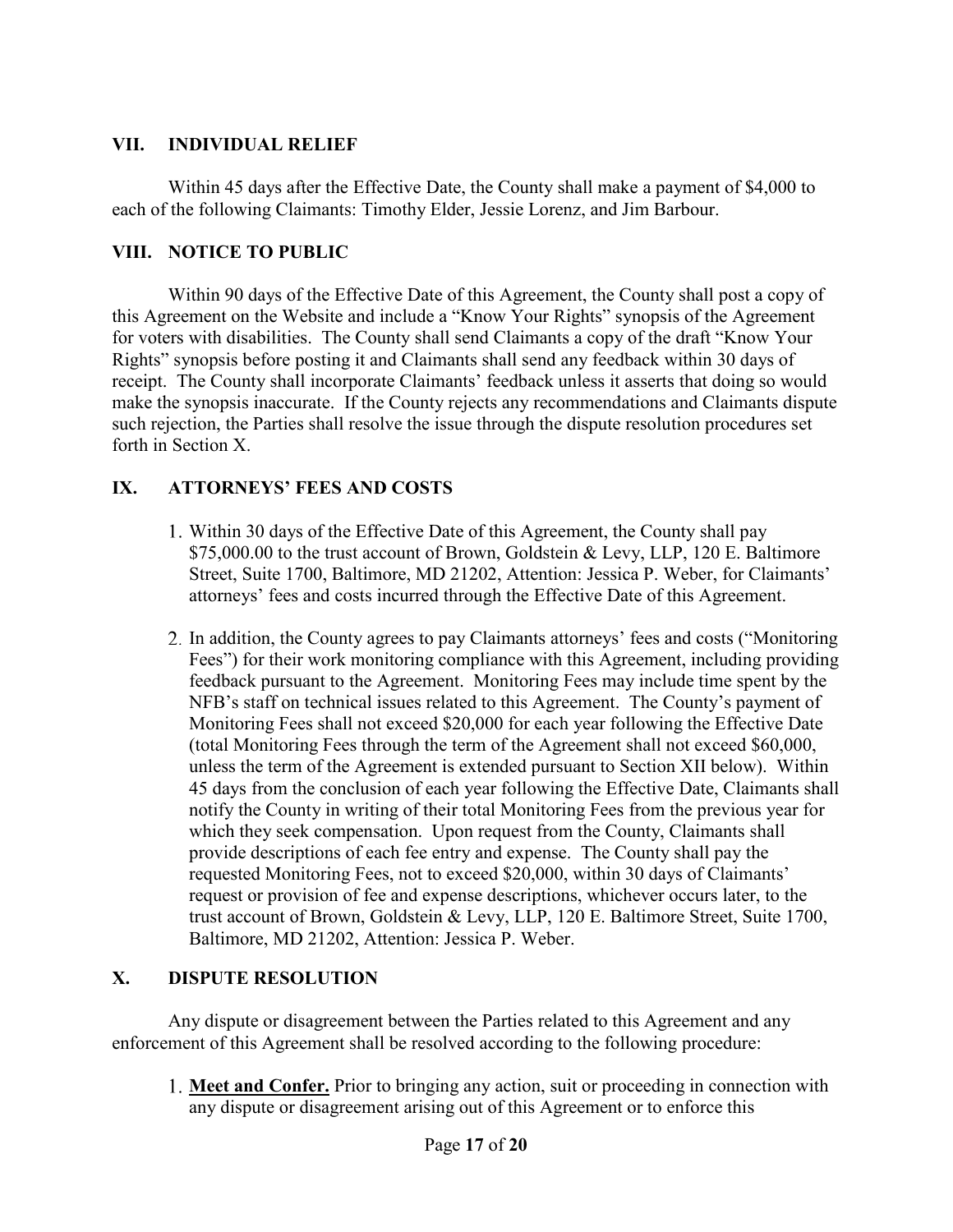## VII. INDIVIDUAL RELIEF

Within 45 days after the Effective Date, the County shall make a payment of $4,000 to each of the following Claimants: Timothy Elder, Jessie Lorenz, and Jim Barbour.

## VIII. NOTICE TO PUBLIC

Within 90 days of the Effective Date of this Agreement, the County shall post a copy of this Agreement on the Website and include a "Know Your Rights" synopsis of the Agreement for voters with disabilities. The County shall send Claimants a copy of the draft "Know Your Rights" synopsis before posting it and Claimants shall send any feedback within 30 days of receipt. The County shall incorporate Claimants' feedback unless it asserts that doing so would make the synopsis inaccurate. If the County rejects any recommendations and Claimants dispute such rejection, the Parties shall resolve the issue through the dispute resolution procedures set forth in Section X.

## IX. ATTORNEYS' FEES AND COSTS

1. Within 30 days of the Effective Date of this Agreement, the County shall pay $75,000.00 to the trust account of Brown, Goldstein & Levy, LLP, 120 E. Baltimore Street, Suite 1700, Baltimore, MD 21202, Attention: Jessica P. Weber, for Claimants' attorneys' fees and costs incurred through the Effective Date of this Agreement.

2. In addition, the County agrees to pay Claimants attorneys' fees and costs ("Monitoring Fees") for their work monitoring compliance with this Agreement, including providing feedback pursuant to the Agreement. Monitoring Fees may include time spent by the NFB's staff on technical issues related to this Agreement. The County's payment of Monitoring Fees shall not exceed $20,000 for each year following the Effective Date (total Monitoring Fees through the term of the Agreement shall not exceed $60,000, unless the term of the Agreement is extended pursuant to Section XII below). Within 45 days from the conclusion of each year following the Effective Date, Claimants shall notify the County in writing of their total Monitoring Fees from the previous year for which they seek compensation. Upon request from the County, Claimants shall provide descriptions of each fee entry and expense. The County shall pay the requested Monitoring Fees, not to exceed $20,000, within 30 days of Claimants' request or provision of fee and expense descriptions, whichever occurs later, to the trust account of Brown, Goldstein & Levy, LLP, 120 E. Baltimore Street, Suite 1700, Baltimore, MD 21202, Attention: Jessica P. Weber.

## X. DISPUTE RESOLUTION

Any dispute or disagreement between the Parties related to this Agreement and any enforcement of this Agreement shall be resolved according to the following procedure:

1. **<u>Meet and Confer.</u>** Prior to bringing any action, suit or proceeding in connection with any dispute or disagreement arising out of this Agreement or to enforce this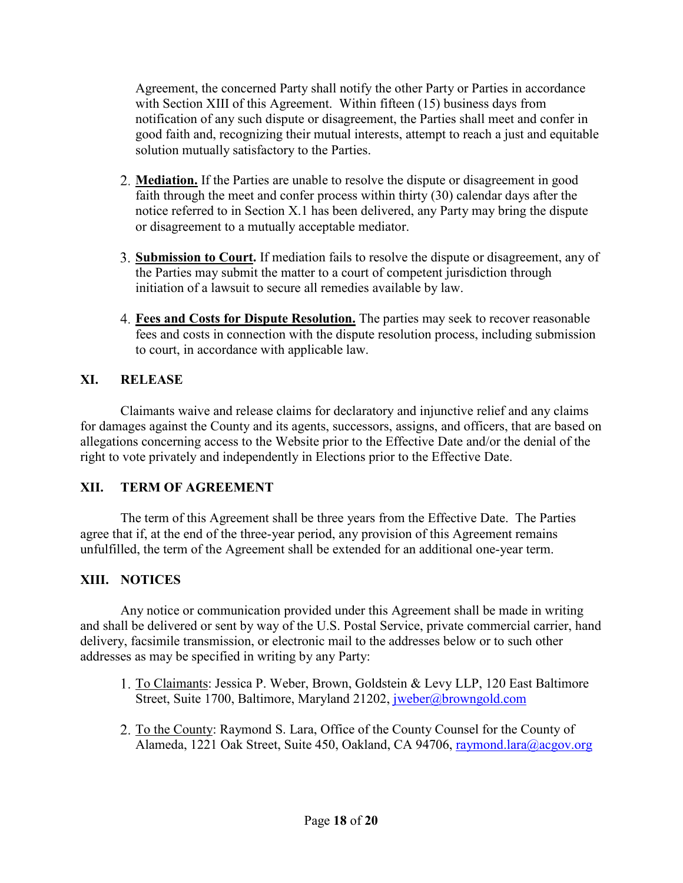Agreement, the concerned Party shall notify the other Party or Parties in accordance with Section XIII of this Agreement. Within fifteen (15) business days from notification of any such dispute or disagreement, the Parties shall meet and confer in good faith and, recognizing their mutual interests, attempt to reach a just and equitable solution mutually satisfactory to the Parties.

2. **Mediation.** If the Parties are unable to resolve the dispute or disagreement in good faith through the meet and confer process within thirty (30) calendar days after the notice referred to in Section X.1 has been delivered, any Party may bring the dispute or disagreement to a mutually acceptable mediator.

3. **Submission to Court.** If mediation fails to resolve the dispute or disagreement, any of the Parties may submit the matter to a court of competent jurisdiction through initiation of a lawsuit to secure all remedies available by law.

4. **Fees and Costs for Dispute Resolution.** The parties may seek to recover reasonable fees and costs in connection with the dispute resolution process, including submission to court, in accordance with applicable law.

## XI. RELEASE

Claimants waive and release claims for declaratory and injunctive relief and any claims for damages against the County and its agents, successors, assigns, and officers, that are based on allegations concerning access to the Website prior to the Effective Date and/or the denial of the right to vote privately and independently in Elections prior to the Effective Date.

## XII. TERM OF AGREEMENT

The term of this Agreement shall be three years from the Effective Date. The Parties agree that if, at the end of the three-year period, any provision of this Agreement remains unfulfilled, the term of the Agreement shall be extended for an additional one-year term.

## XIII. NOTICES

Any notice or communication provided under this Agreement shall be made in writing and shall be delivered or sent by way of the U.S. Postal Service, private commercial carrier, hand delivery, facsimile transmission, or electronic mail to the addresses below or to such other addresses as may be specified in writing by any Party:

1. To Claimants: Jessica P. Weber, Brown, Goldstein & Levy LLP, 120 East Baltimore Street, Suite 1700, Baltimore, Maryland 21202, jweber@browngold.com

2. To the County: Raymond S. Lara, Office of the County Counsel for the County of Alameda, 1221 Oak Street, Suite 450, Oakland, CA 94706, raymond.lara@acgov.org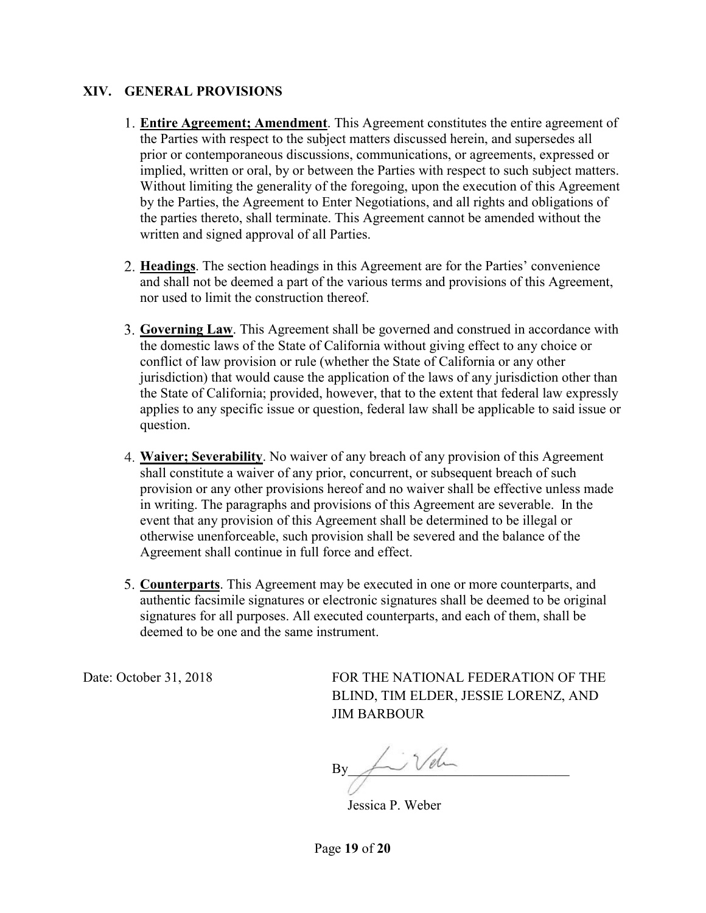## XIV. GENERAL PROVISIONS

1. **Entire Agreement; Amendment**. This Agreement constitutes the entire agreement of the Parties with respect to the subject matters discussed herein, and supersedes all prior or contemporaneous discussions, communications, or agreements, expressed or implied, written or oral, by or between the Parties with respect to such subject matters. Without limiting the generality of the foregoing, upon the execution of this Agreement by the Parties, the Agreement to Enter Negotiations, and all rights and obligations of the parties thereto, shall terminate. This Agreement cannot be amended without the written and signed approval of all Parties.

2. **Headings**. The section headings in this Agreement are for the Parties' convenience and shall not be deemed a part of the various terms and provisions of this Agreement, nor used to limit the construction thereof.

3. **Governing Law**. This Agreement shall be governed and construed in accordance with the domestic laws of the State of California without giving effect to any choice or conflict of law provision or rule (whether the State of California or any other jurisdiction) that would cause the application of the laws of any jurisdiction other than the State of California; provided, however, that to the extent that federal law expressly applies to any specific issue or question, federal law shall be applicable to said issue or question.

4. **Waiver; Severability**. No waiver of any breach of any provision of this Agreement shall constitute a waiver of any prior, concurrent, or subsequent breach of such provision or any other provisions hereof and no waiver shall be effective unless made in writing. The paragraphs and provisions of this Agreement are severable. In the event that any provision of this Agreement shall be determined to be illegal or otherwise unenforceable, such provision shall be severed and the balance of the Agreement shall continue in full force and effect.

5. **Counterparts**. This Agreement may be executed in one or more counterparts, and authentic facsimile signatures or electronic signatures shall be deemed to be original signatures for all purposes. All executed counterparts, and each of them, shall be deemed to be one and the same instrument.

Date: October 31, 2018

FOR THE NATIONAL FEDERATION OF THE BLIND, TIM ELDER, JESSIE LORENZ, AND JIM BARBOUR

By________________________________

Jessica P. Weber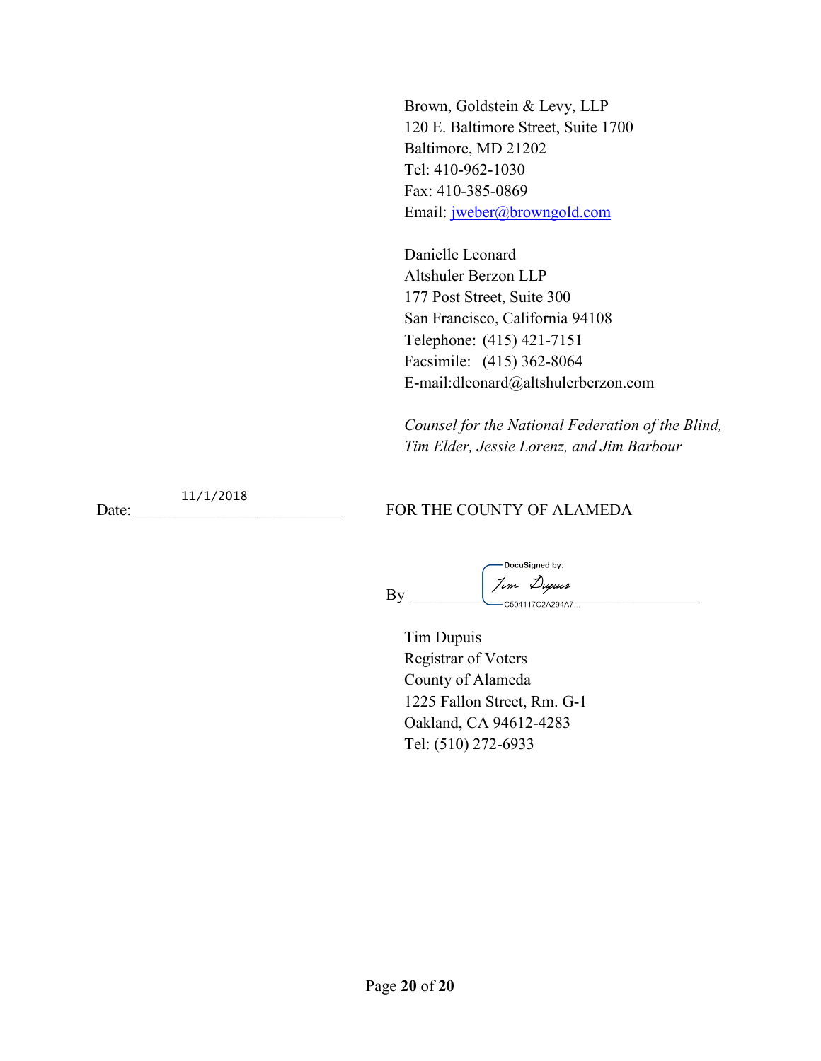Brown, Goldstein & Levy, LLP
120 E. Baltimore Street, Suite 1700
Baltimore, MD 21202
Tel: 410-962-1030
Fax: 410-385-0869
Email: jweber@browngold.com

Danielle Leonard
Altshuler Berzon LLP
177 Post Street, Suite 300
San Francisco, California 94108
Telephone: (415) 421-7151
Facsimile: (415) 362-8064
E-mail:dleonard@altshulerberzon.com

*Counsel for the National Federation of the Blind, Tim Elder, Jessie Lorenz, and Jim Barbour*

Date: 11/1/2018

FOR THE COUNTY OF ALAMEDA

By DocuSigned by: Tim Dupuis C504117C2A294A7...

Tim Dupuis
Registrar of Voters
County of Alameda
1225 Fallon Street, Rm. G-1
Oakland, CA 94612-4283
Tel: (510) 272-6933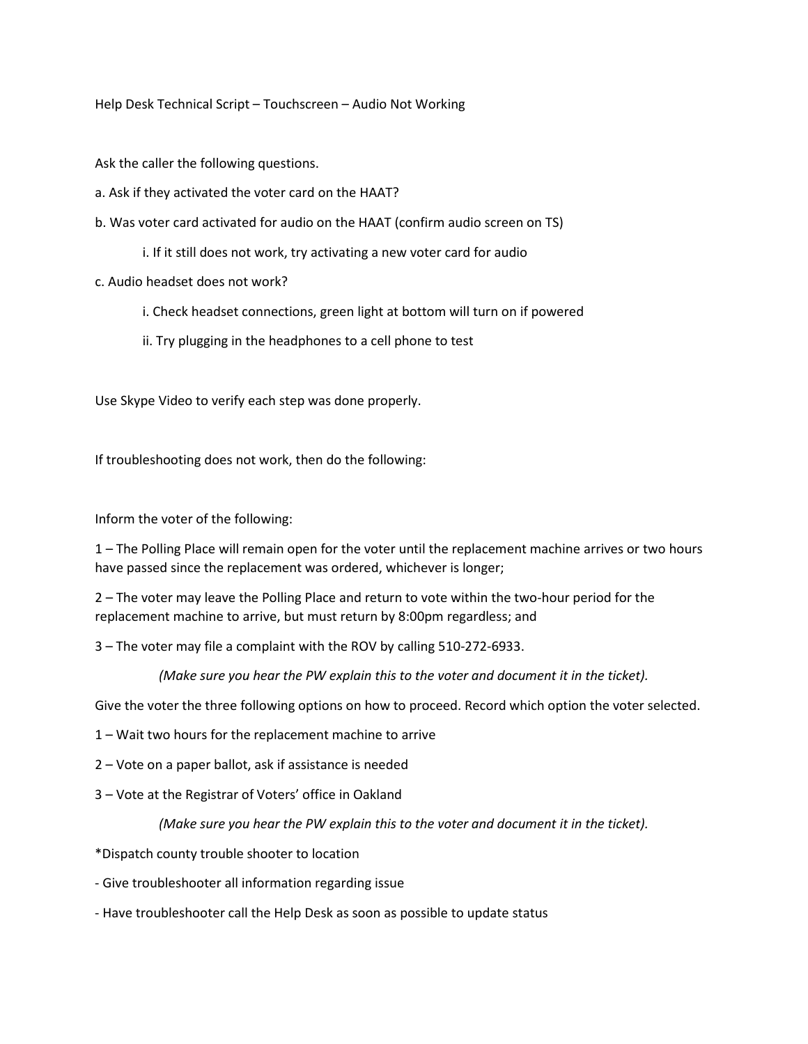Help Desk Technical Script – Touchscreen – Audio Not Working

Ask the caller the following questions.

a. Ask if they activated the voter card on the HAAT?

b. Was voter card activated for audio on the HAAT (confirm audio screen on TS)

> i. If it still does not work, try activating a new voter card for audio

c. Audio headset does not work?

> i. Check headset connections, green light at bottom will turn on if powered
>
> ii. Try plugging in the headphones to a cell phone to test

Use Skype Video to verify each step was done properly.

If troubleshooting does not work, then do the following:

Inform the voter of the following:

1 – The Polling Place will remain open for the voter until the replacement machine arrives or two hours have passed since the replacement was ordered, whichever is longer;

2 – The voter may leave the Polling Place and return to vote within the two-hour period for the replacement machine to arrive, but must return by 8:00pm regardless; and

3 – The voter may file a complaint with the ROV by calling 510-272-6933.

*(Make sure you hear the PW explain this to the voter and document it in the ticket).*

Give the voter the three following options on how to proceed. Record which option the voter selected.

1 – Wait two hours for the replacement machine to arrive

2 – Vote on a paper ballot, ask if assistance is needed

3 – Vote at the Registrar of Voters' office in Oakland

*(Make sure you hear the PW explain this to the voter and document it in the ticket).*

*Dispatch county trouble shooter to location

- Give troubleshooter all information regarding issue
- Have troubleshooter call the Help Desk as soon as possible to update status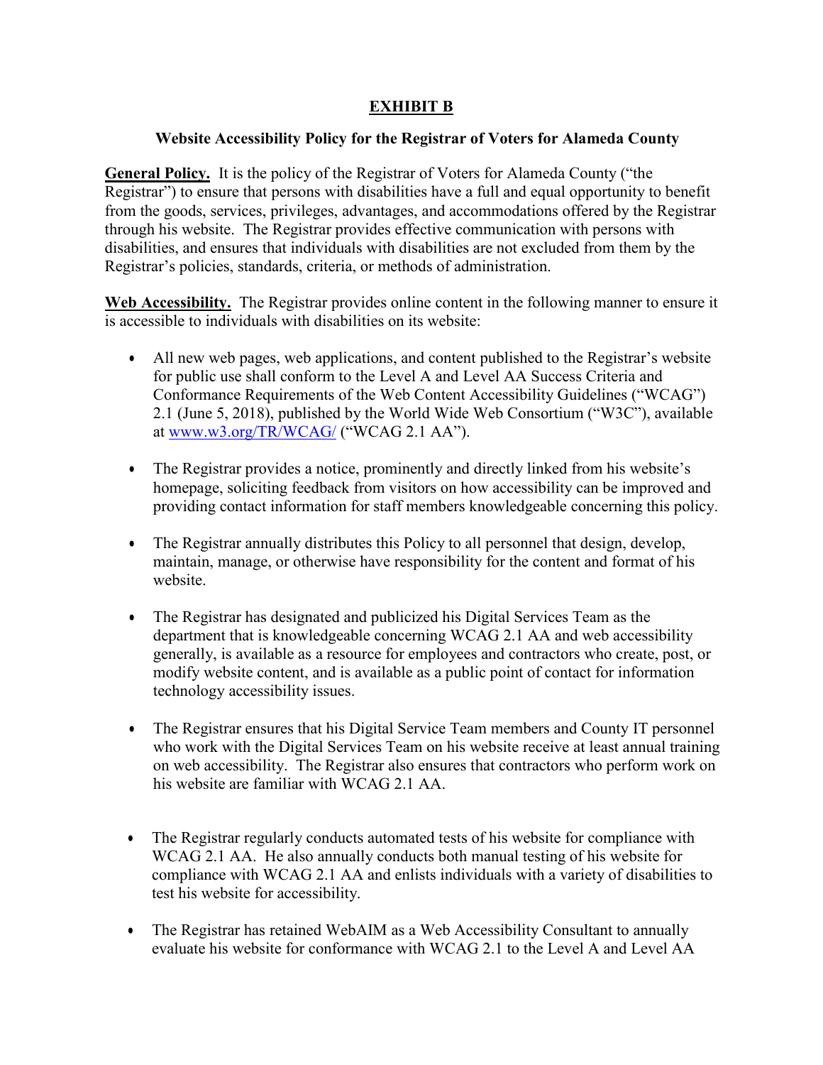## EXHIBIT B

### Website Accessibility Policy for the Registrar of Voters for Alameda County

**General Policy.** It is the policy of the Registrar of Voters for Alameda County ("the Registrar") to ensure that persons with disabilities have a full and equal opportunity to benefit from the goods, services, privileges, advantages, and accommodations offered by the Registrar through his website. The Registrar provides effective communication with persons with disabilities, and ensures that individuals with disabilities are not excluded from them by the Registrar's policies, standards, criteria, or methods of administration.

**Web Accessibility.** The Registrar provides online content in the following manner to ensure it is accessible to individuals with disabilities on its website:

- All new web pages, web applications, and content published to the Registrar's website for public use shall conform to the Level A and Level AA Success Criteria and Conformance Requirements of the Web Content Accessibility Guidelines ("WCAG") 2.1 (June 5, 2018), published by the World Wide Web Consortium ("W3C"), available at [www.w3.org/TR/WCAG/](http://www.w3.org/TR/WCAG/) ("WCAG 2.1 AA").

- The Registrar provides a notice, prominently and directly linked from his website's homepage, soliciting feedback from visitors on how accessibility can be improved and providing contact information for staff members knowledgeable concerning this policy.

- The Registrar annually distributes this Policy to all personnel that design, develop, maintain, manage, or otherwise have responsibility for the content and format of his website.

- The Registrar has designated and publicized his Digital Services Team as the department that is knowledgeable concerning WCAG 2.1 AA and web accessibility generally, is available as a resource for employees and contractors who create, post, or modify website content, and is available as a public point of contact for information technology accessibility issues.

- The Registrar ensures that his Digital Service Team members and County IT personnel who work with the Digital Services Team on his website receive at least annual training on web accessibility. The Registrar also ensures that contractors who perform work on his website are familiar with WCAG 2.1 AA.

- The Registrar regularly conducts automated tests of his website for compliance with WCAG 2.1 AA. He also annually conducts both manual testing of his website for compliance with WCAG 2.1 AA and enlists individuals with a variety of disabilities to test his website for accessibility.

- The Registrar has retained WebAIM as a Web Accessibility Consultant to annually evaluate his website for conformance with WCAG 2.1 to the Level A and Level AA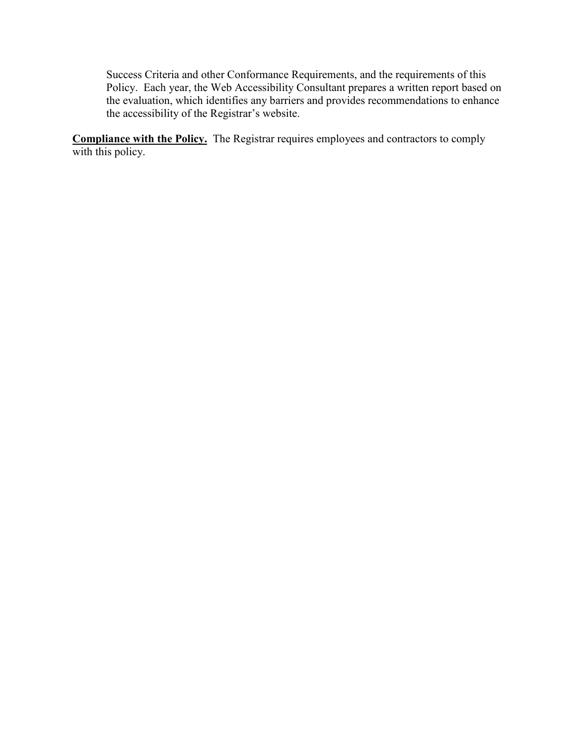Success Criteria and other Conformance Requirements, and the requirements of this Policy. Each year, the Web Accessibility Consultant prepares a written report based on the evaluation, which identifies any barriers and provides recommendations to enhance the accessibility of the Registrar's website.

**Compliance with the Policy.** The Registrar requires employees and contractors to comply with this policy.